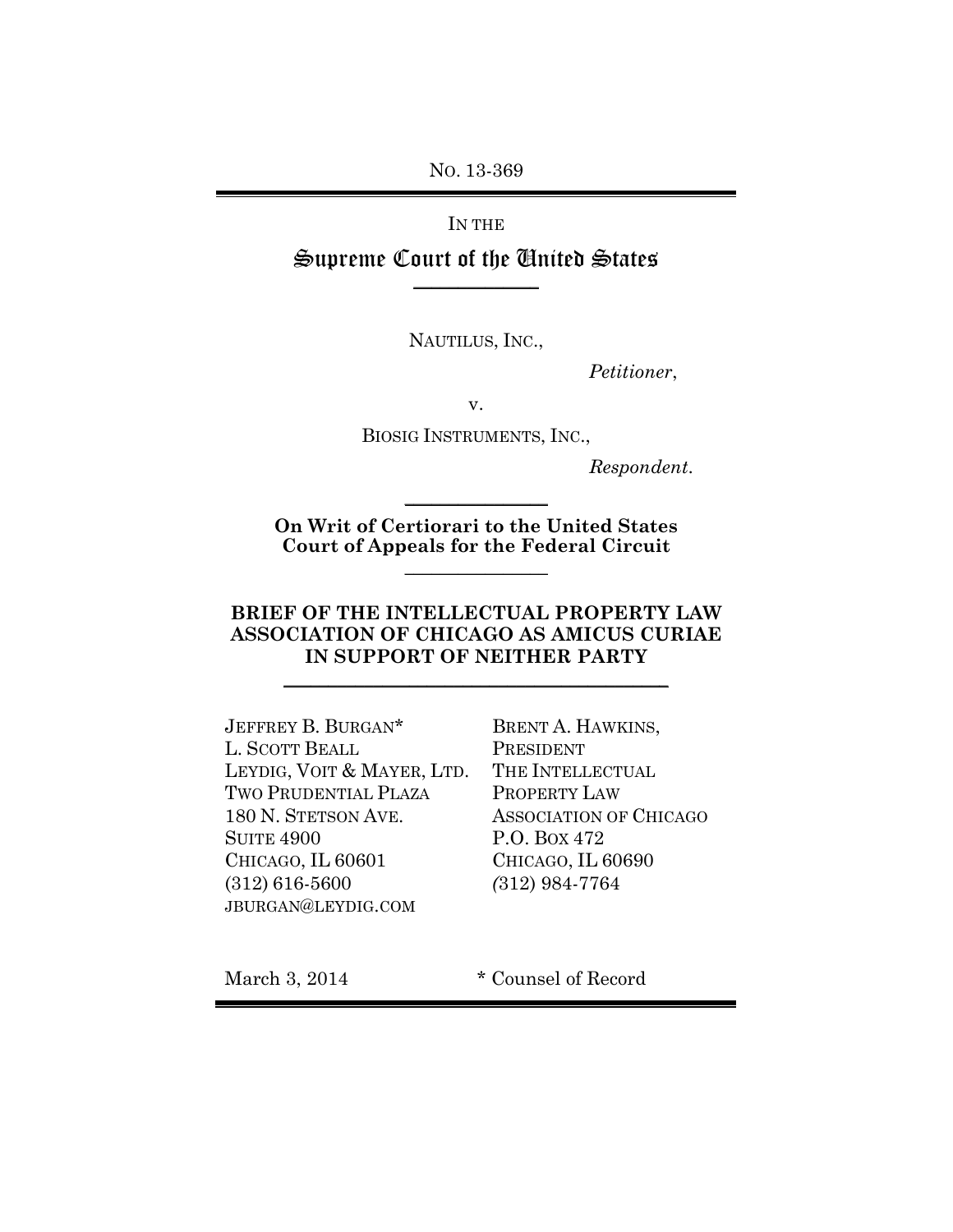No. 13-369

IN THE

# Supreme Court of the United States

NAUTILUS, INC.,

*Petitioner*,

v.

BIOSIG INSTRUMENTS, INC.,

*Respondent*.

**On Writ of Certiorari to the United States Court of Appeals for the Federal Circuit**

## BRIEF OF THE INTELLECTUAL PROPERTY LAW ASSOCIATION OF CHICAGO AS AMICUS CURIAE IN SUPPORT OF NEITHER PARTY

JEFFREY B. BURGAN*
L. SCOTT BEALL
LEYDIG, VOIT & MAYER, LTD.
TWO PRUDENTIAL PLAZA
180 N. STETSON AVE.
SUITE 4900
CHICAGO, IL 60601
(312) 616-5600
JBURGAN@LEYDIG.COM

BRENT A. HAWKINS,
PRESIDENT
THE INTELLECTUAL PROPERTY LAW ASSOCIATION OF CHICAGO
P.O. BOX 472
CHICAGO, IL 60690
(312) 984-7764

March 3, 2014

\* Counsel of Record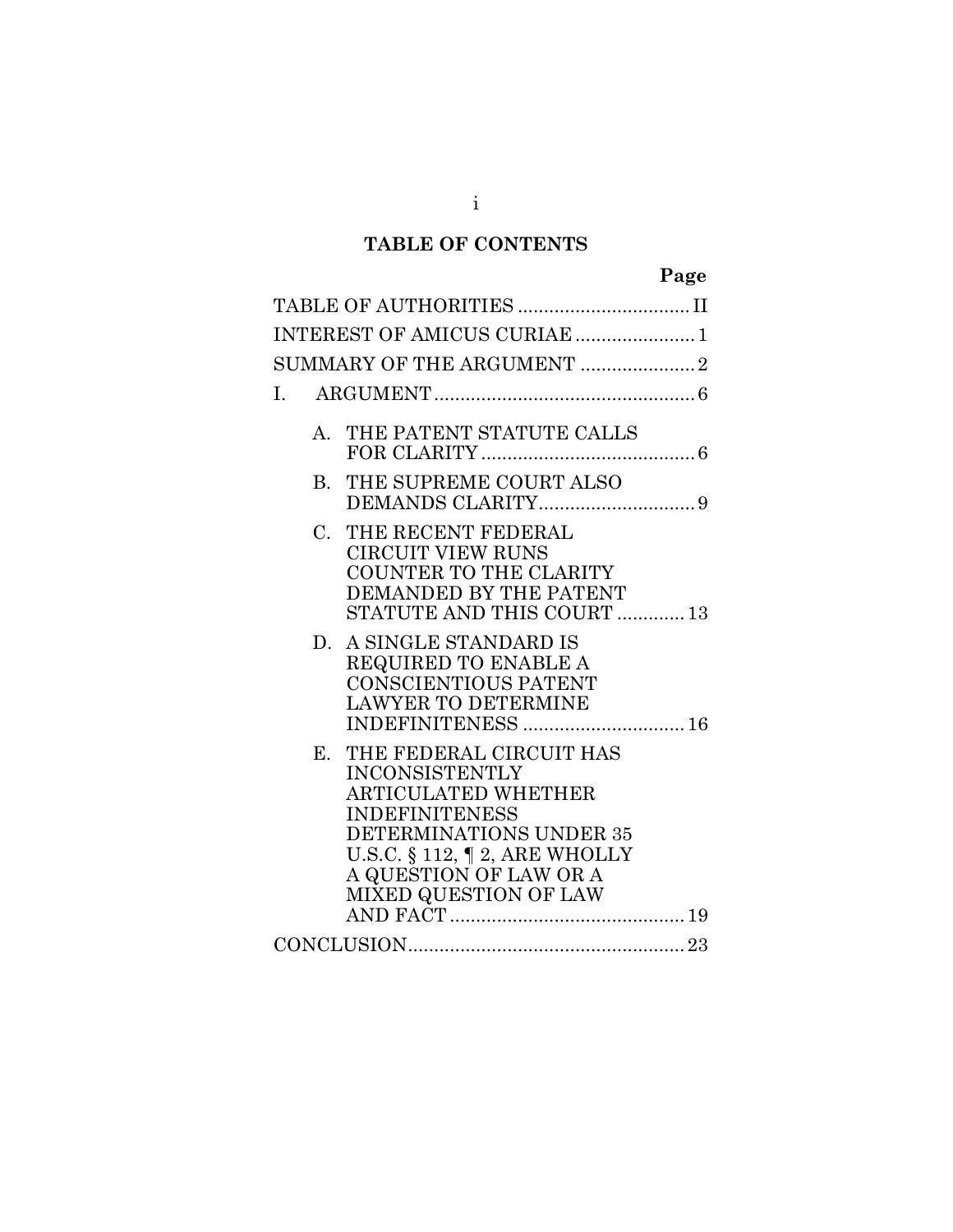**TABLE OF CONTENTS**

| | Page |
|---|---|
| TABLE OF AUTHORITIES | II |
| INTEREST OF AMICUS CURIAE | 1 |
| SUMMARY OF THE ARGUMENT | 2 |
| I. ARGUMENT | 6 |
| A. THE PATENT STATUTE CALLS FOR CLARITY | 6 |
| B. THE SUPREME COURT ALSO DEMANDS CLARITY | 9 |
| C. THE RECENT FEDERAL CIRCUIT VIEW RUNS COUNTER TO THE CLARITY DEMANDED BY THE PATENT STATUTE AND THIS COURT | 13 |
| D. A SINGLE STANDARD IS REQUIRED TO ENABLE A CONSCIENTIOUS PATENT LAWYER TO DETERMINE INDEFINITENESS | 16 |
| E. THE FEDERAL CIRCUIT HAS INCONSISTENTLY ARTICULATED WHETHER INDEFINITENESS DETERMINATIONS UNDER 35 U.S.C. § 112, ¶ 2, ARE WHOLLY A QUESTION OF LAW OR A MIXED QUESTION OF LAW AND FACT | 19 |
| CONCLUSION | 23 |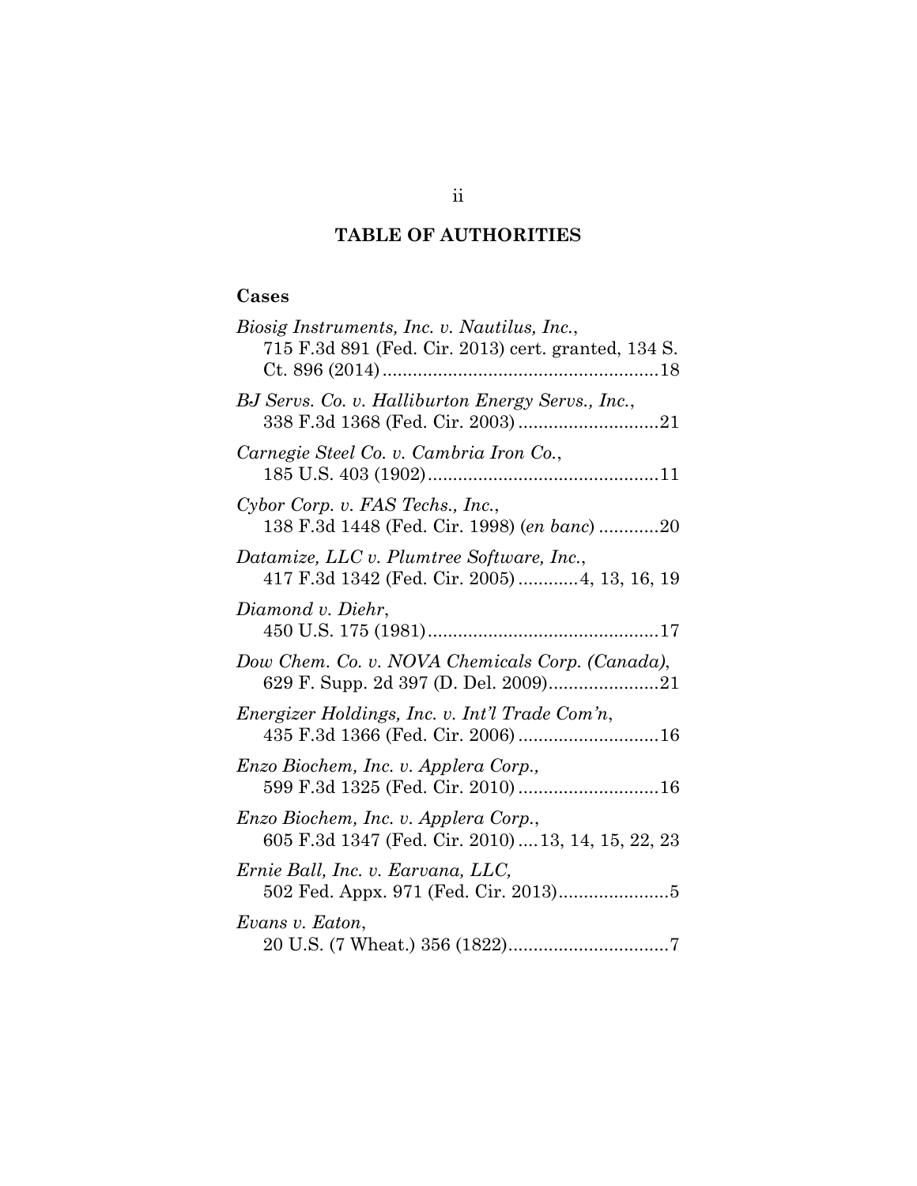## TABLE OF AUTHORITIES

### Cases

*Biosig Instruments, Inc. v. Nautilus, Inc.*, 715 F.3d 891 (Fed. Cir. 2013) cert. granted, 134 S. Ct. 896 (2014) ........................................................18

*BJ Servs. Co. v. Halliburton Energy Servs., Inc.*, 338 F.3d 1368 (Fed. Cir. 2003) ............................21

*Carnegie Steel Co. v. Cambria Iron Co.*, 185 U.S. 403 (1902) ..............................................11

*Cybor Corp. v. FAS Techs., Inc.*, 138 F.3d 1448 (Fed. Cir. 1998) (*en banc*) ............20

*Datamize, LLC v. Plumtree Software, Inc.*, 417 F.3d 1342 (Fed. Cir. 2005) ............4, 13, 16, 19

*Diamond v. Diehr*, 450 U.S. 175 (1981) ..............................................17

*Dow Chem. Co. v. NOVA Chemicals Corp. (Canada)*, 629 F. Supp. 2d 397 (D. Del. 2009)......................21

*Energizer Holdings, Inc. v. Int'l Trade Com'n*, 435 F.3d 1366 (Fed. Cir. 2006) ............................16

*Enzo Biochem, Inc. v. Applera Corp.*, 599 F.3d 1325 (Fed. Cir. 2010) ............................16

*Enzo Biochem, Inc. v. Applera Corp.*, 605 F.3d 1347 (Fed. Cir. 2010) ....13, 14, 15, 22, 23

*Ernie Ball, Inc. v. Earvana, LLC*, 502 Fed. Appx. 971 (Fed. Cir. 2013)......................5

*Evans v. Eaton*, 20 U.S. (7 Wheat.) 356 (1822)................................7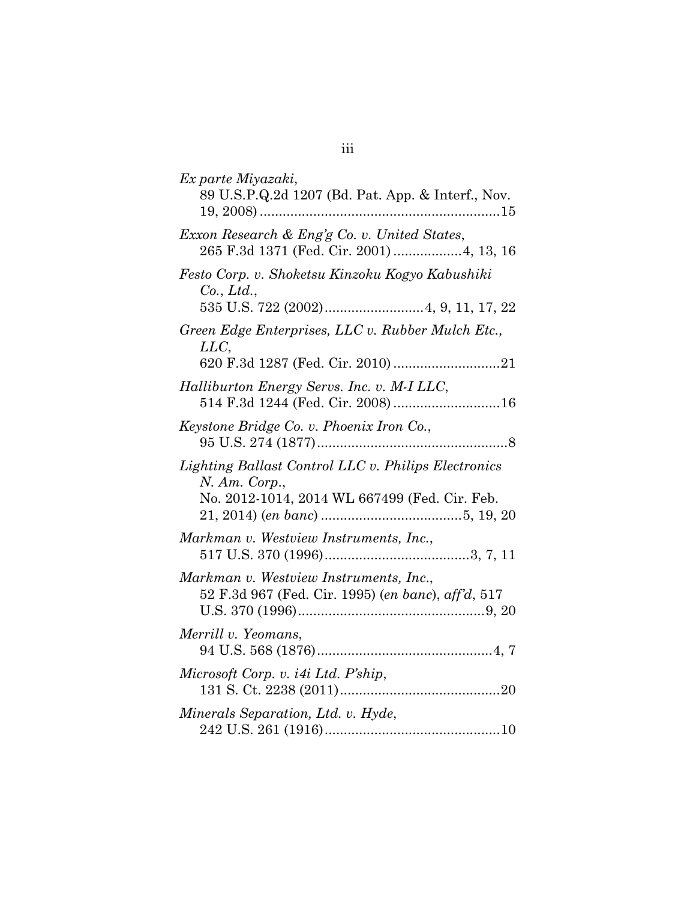*Ex parte Miyazaki*,
89 U.S.P.Q.2d 1207 (Bd. Pat. App. & Interf., Nov. 19, 2008) ................................................................15

*Exxon Research & Eng'g Co. v. United States*,
265 F.3d 1371 (Fed. Cir. 2001) ..................4, 13, 16

*Festo Corp. v. Shoketsu Kinzoku Kogyo Kabushiki Co., Ltd.*,
535 U.S. 722 (2002)..........................4, 9, 11, 17, 22

*Green Edge Enterprises, LLC v. Rubber Mulch Etc., LLC*,
620 F.3d 1287 (Fed. Cir. 2010) ............................21

*Halliburton Energy Servs. Inc. v. M-I LLC*,
514 F.3d 1244 (Fed. Cir. 2008) ............................16

*Keystone Bridge Co. v. Phoenix Iron Co.*,
95 U.S. 274 (1877)..................................................8

*Lighting Ballast Control LLC v. Philips Electronics N. Am. Corp.*,
No. 2012-1014, 2014 WL 667499 (Fed. Cir. Feb. 21, 2014) (*en banc*) .....................................5, 19, 20

*Markman v. Westview Instruments, Inc.*,
517 U.S. 370 (1996)......................................3, 7, 11

*Markman v. Westview Instruments, Inc.*,
52 F.3d 967 (Fed. Cir. 1995) (*en banc*), *aff'd*, 517 U.S. 370 (1996).................................................9, 20

*Merrill v. Yeomans*,
94 U.S. 568 (1876).............................................4, 7

*Microsoft Corp. v. i4i Ltd. P'ship*,
131 S. Ct. 2238 (2011)..........................................20

*Minerals Separation, Ltd. v. Hyde*,
242 U.S. 261 (1916).............................................10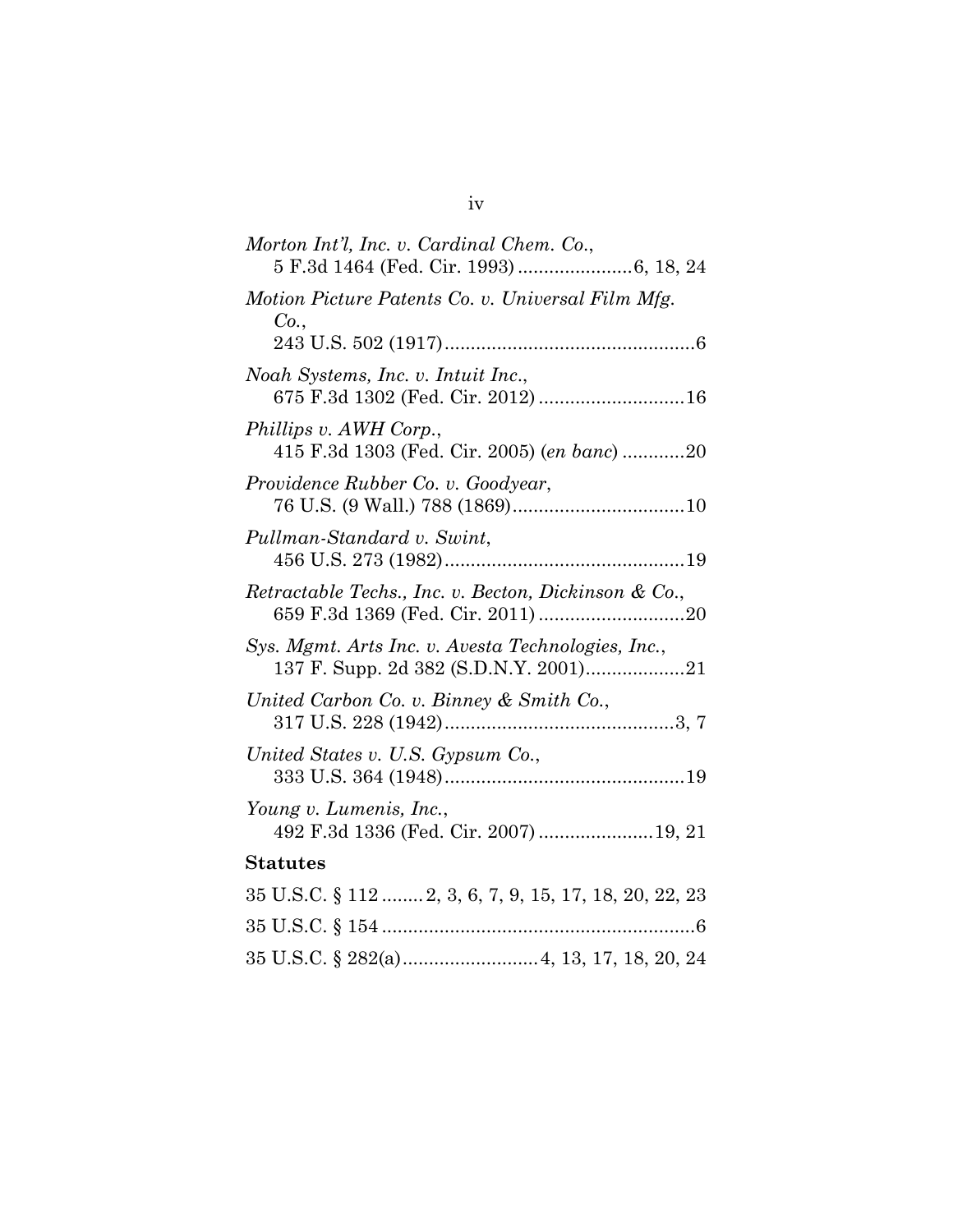*Morton Int'l, Inc. v. Cardinal Chem. Co.*,
5 F.3d 1464 (Fed. Cir. 1993) ......................6, 18, 24

*Motion Picture Patents Co. v. Universal Film Mfg. Co.*,
243 U.S. 502 (1917)................................................6

*Noah Systems, Inc. v. Intuit Inc.*,
675 F.3d 1302 (Fed. Cir. 2012) ............................16

*Phillips v. AWH Corp.*,
415 F.3d 1303 (Fed. Cir. 2005) (*en banc*) ............20

*Providence Rubber Co. v. Goodyear*,
76 U.S. (9 Wall.) 788 (1869).................................10

*Pullman-Standard v. Swint*,
456 U.S. 273 (1982)..............................................19

*Retractable Techs., Inc. v. Becton, Dickinson & Co.*,
659 F.3d 1369 (Fed. Cir. 2011) ............................20

*Sys. Mgmt. Arts Inc. v. Avesta Technologies, Inc.*,
137 F. Supp. 2d 382 (S.D.N.Y. 2001)...................21

*United Carbon Co. v. Binney & Smith Co.*,
317 U.S. 228 (1942)............................................3, 7

*United States v. U.S. Gypsum Co.*,
333 U.S. 364 (1948)..............................................19

*Young v. Lumenis, Inc.*,
492 F.3d 1336 (Fed. Cir. 2007) ......................19, 21

**Statutes**

35 U.S.C. § 112 ........2, 3, 6, 7, 9, 15, 17, 18, 20, 22, 23

35 U.S.C. § 154 ............................................................6

35 U.S.C. § 282(a)..........................4, 13, 17, 18, 20, 24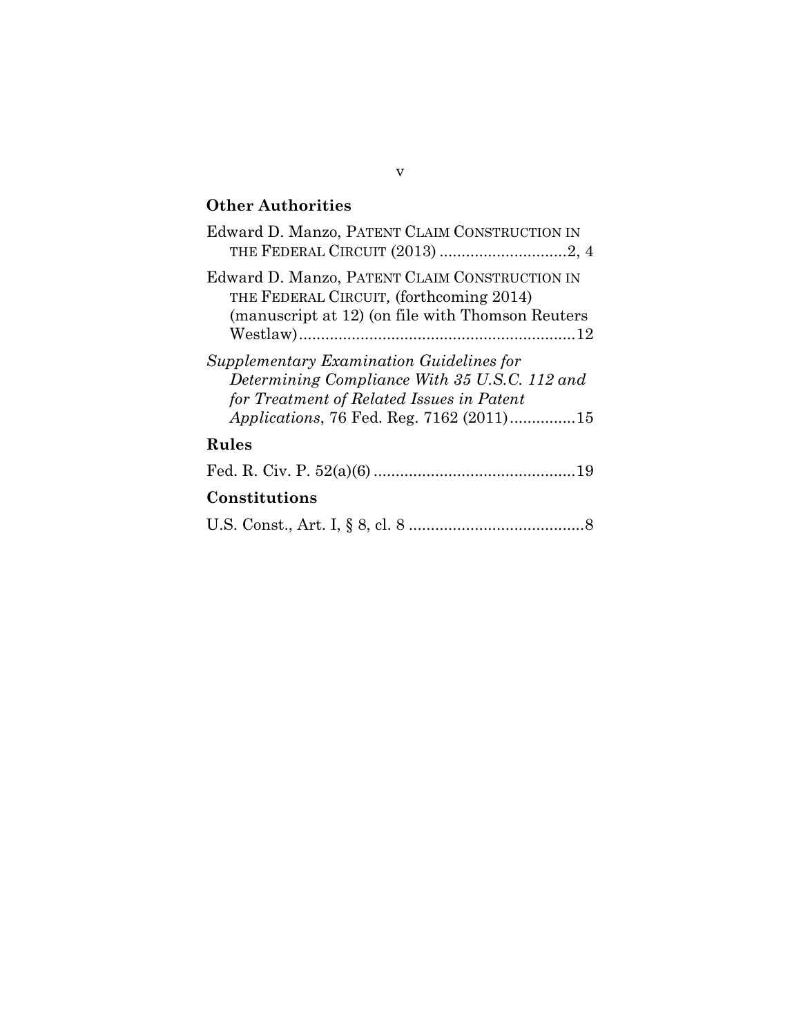## Other Authorities

Edward D. Manzo, PATENT CLAIM CONSTRUCTION IN THE FEDERAL CIRCUIT (2013) ............................2, 4

Edward D. Manzo, PATENT CLAIM CONSTRUCTION IN THE FEDERAL CIRCUIT, (forthcoming 2014) (manuscript at 12) (on file with Thomson Reuters Westlaw)..............................................................12

*Supplementary Examination Guidelines for Determining Compliance With 35 U.S.C. 112 and for Treatment of Related Issues in Patent Applications*, 76 Fed. Reg. 7162 (2011)...............15

## Rules

Fed. R. Civ. P. 52(a)(6) ..............................................19

## Constitutions

U.S. Const., Art. I, § 8, cl. 8 ........................................8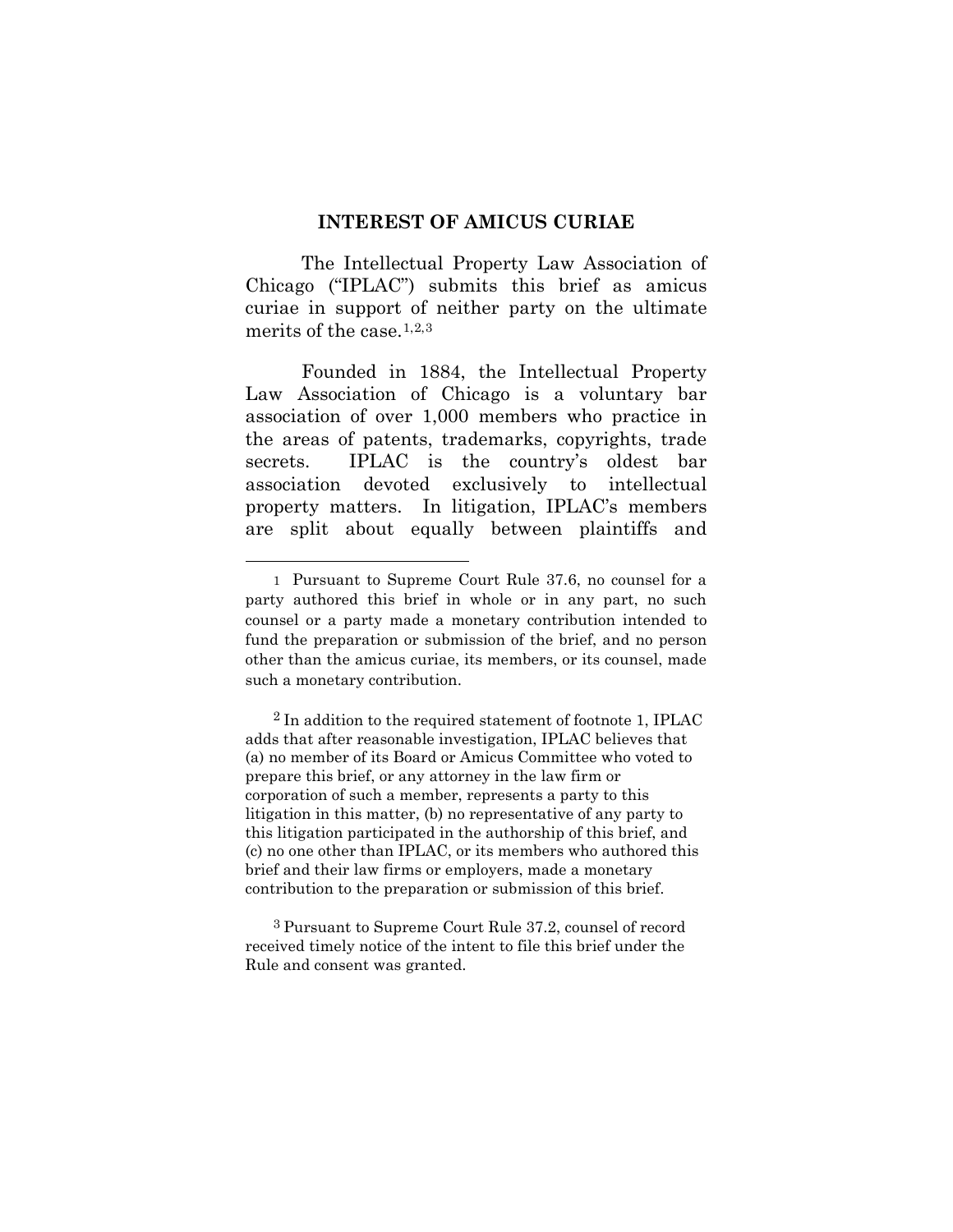## INTEREST OF AMICUS CURIAE

The Intellectual Property Law Association of Chicago ("IPLAC") submits this brief as amicus curiae in support of neither party on the ultimate merits of the case.[1,2,3]

Founded in 1884, the Intellectual Property Law Association of Chicago is a voluntary bar association of over 1,000 members who practice in the areas of patents, trademarks, copyrights, trade secrets. IPLAC is the country's oldest bar association devoted exclusively to intellectual property matters. In litigation, IPLAC's members are split about equally between plaintiffs and

---

[1] Pursuant to Supreme Court Rule 37.6, no counsel for a party authored this brief in whole or in any part, no such counsel or a party made a monetary contribution intended to fund the preparation or submission of the brief, and no person other than the amicus curiae, its members, or its counsel, made such a monetary contribution.

[2] In addition to the required statement of footnote 1, IPLAC adds that after reasonable investigation, IPLAC believes that (a) no member of its Board or Amicus Committee who voted to prepare this brief, or any attorney in the law firm or corporation of such a member, represents a party to this litigation in this matter, (b) no representative of any party to this litigation participated in the authorship of this brief, and (c) no one other than IPLAC, or its members who authored this brief and their law firms or employers, made a monetary contribution to the preparation or submission of this brief.

[3] Pursuant to Supreme Court Rule 37.2, counsel of record received timely notice of the intent to file this brief under the Rule and consent was granted.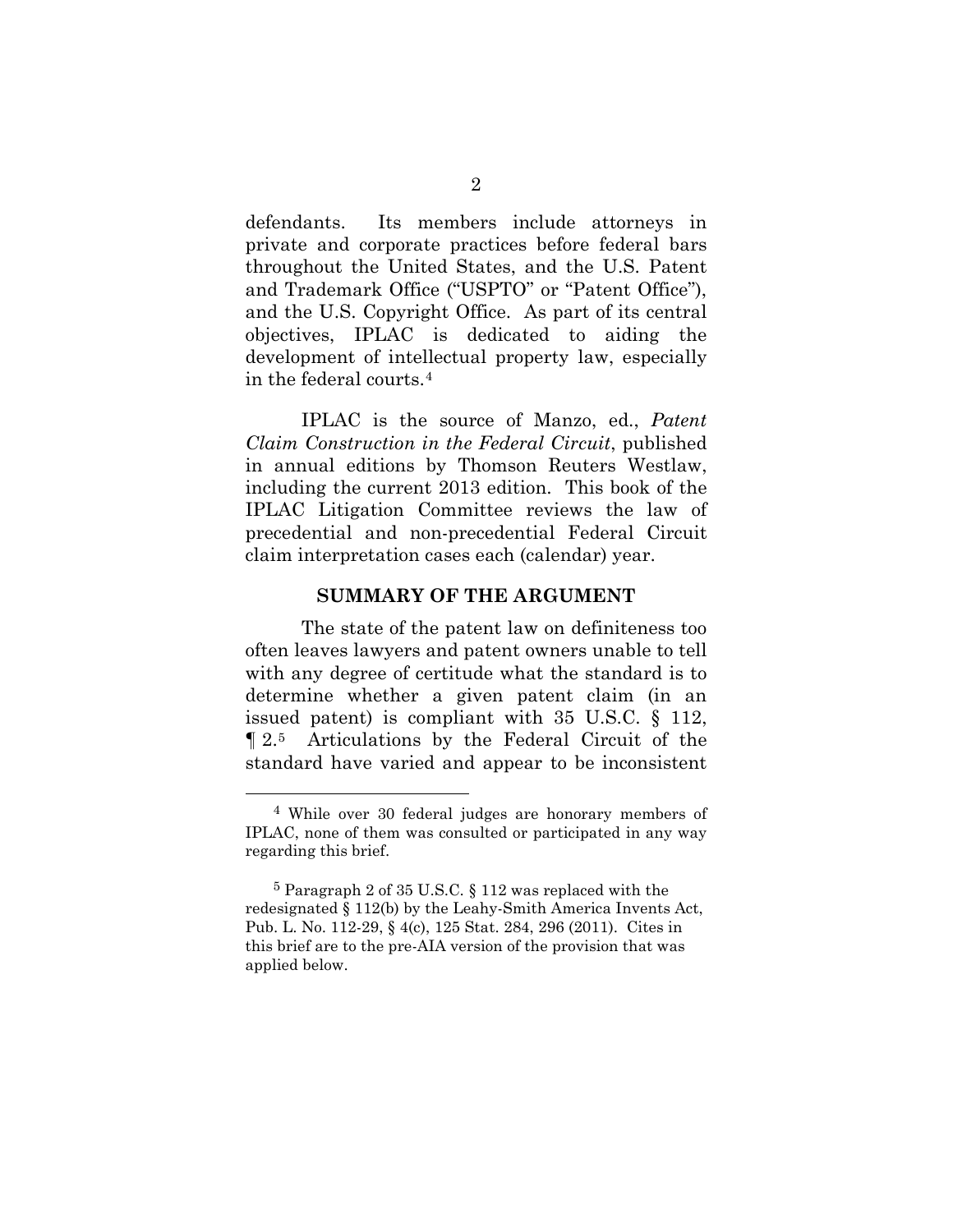defendants. Its members include attorneys in private and corporate practices before federal bars throughout the United States, and the U.S. Patent and Trademark Office ("USPTO" or "Patent Office"), and the U.S. Copyright Office. As part of its central objectives, IPLAC is dedicated to aiding the development of intellectual property law, especially in the federal courts.[4]

IPLAC is the source of Manzo, ed., *Patent Claim Construction in the Federal Circuit*, published in annual editions by Thomson Reuters Westlaw, including the current 2013 edition. This book of the IPLAC Litigation Committee reviews the law of precedential and non-precedential Federal Circuit claim interpretation cases each (calendar) year.

## SUMMARY OF THE ARGUMENT

The state of the patent law on definiteness too often leaves lawyers and patent owners unable to tell with any degree of certitude what the standard is to determine whether a given patent claim (in an issued patent) is compliant with 35 U.S.C. § 112, ¶ 2.[5] Articulations by the Federal Circuit of the standard have varied and appear to be inconsistent

---

[4] While over 30 federal judges are honorary members of IPLAC, none of them was consulted or participated in any way regarding this brief.

[5] Paragraph 2 of 35 U.S.C. § 112 was replaced with the redesignated § 112(b) by the Leahy-Smith America Invents Act, Pub. L. No. 112-29, § 4(c), 125 Stat. 284, 296 (2011). Cites in this brief are to the pre-AIA version of the provision that was applied below.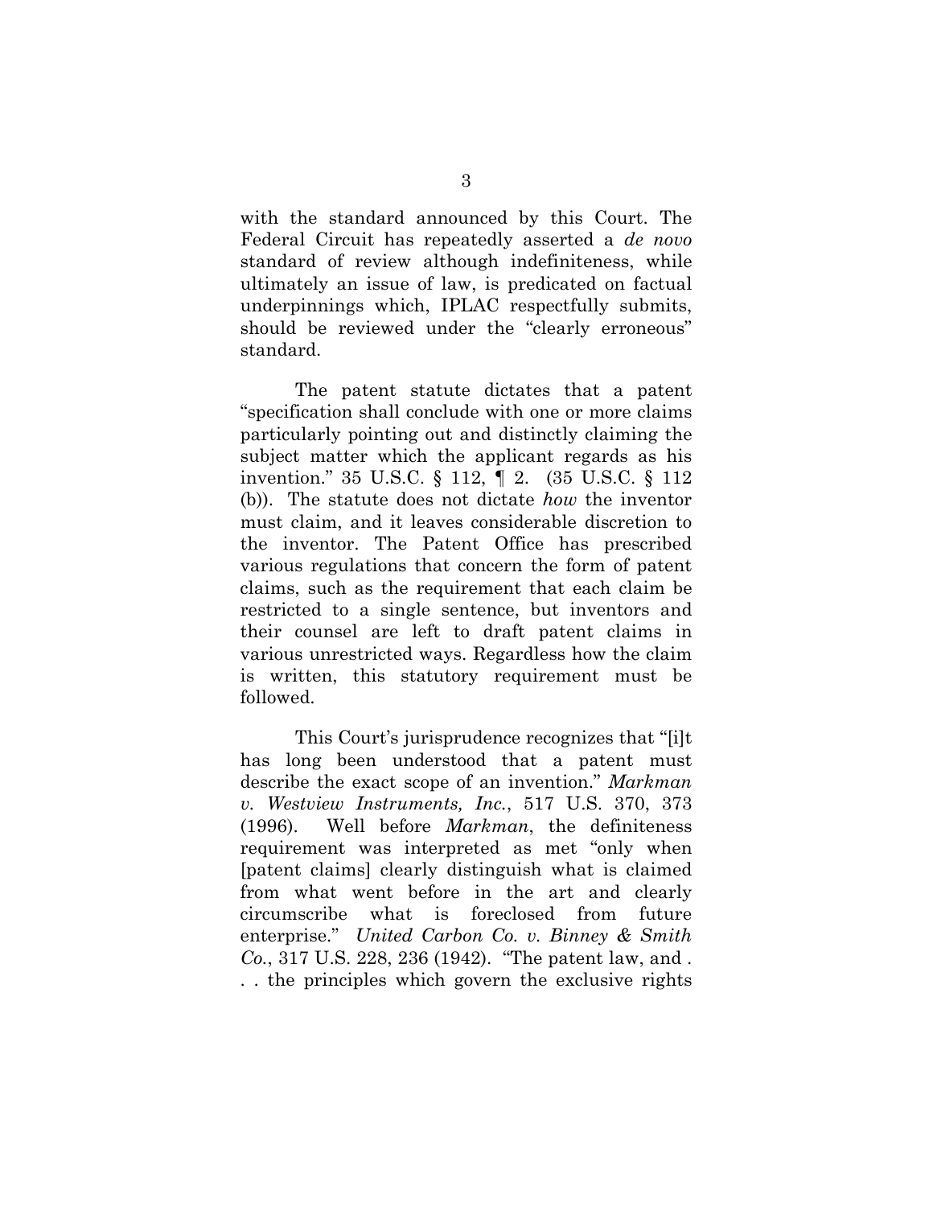with the standard announced by this Court. The Federal Circuit has repeatedly asserted a *de novo* standard of review although indefiniteness, while ultimately an issue of law, is predicated on factual underpinnings which, IPLAC respectfully submits, should be reviewed under the "clearly erroneous" standard.

The patent statute dictates that a patent "specification shall conclude with one or more claims particularly pointing out and distinctly claiming the subject matter which the applicant regards as his invention." 35 U.S.C. § 112, ¶ 2. (35 U.S.C. § 112 (b)). The statute does not dictate *how* the inventor must claim, and it leaves considerable discretion to the inventor. The Patent Office has prescribed various regulations that concern the form of patent claims, such as the requirement that each claim be restricted to a single sentence, but inventors and their counsel are left to draft patent claims in various unrestricted ways. Regardless how the claim is written, this statutory requirement must be followed.

This Court's jurisprudence recognizes that "[i]t has long been understood that a patent must describe the exact scope of an invention." *Markman v. Westview Instruments, Inc.*, 517 U.S. 370, 373 (1996). Well before *Markman*, the definiteness requirement was interpreted as met "only when [patent claims] clearly distinguish what is claimed from what went before in the art and clearly circumscribe what is foreclosed from future enterprise." *United Carbon Co. v. Binney & Smith Co.*, 317 U.S. 228, 236 (1942). "The patent law, and . . . the principles which govern the exclusive rights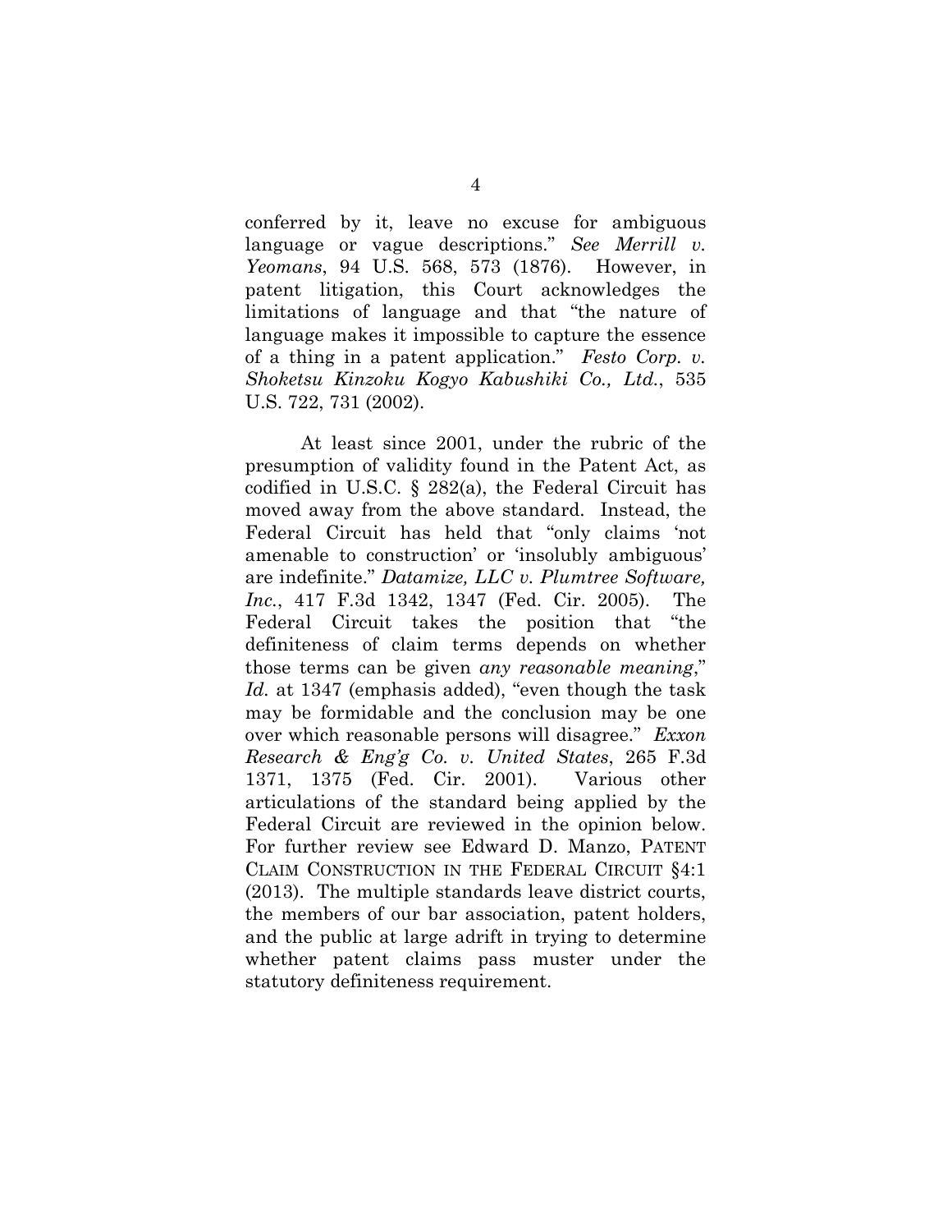conferred by it, leave no excuse for ambiguous language or vague descriptions." *See Merrill v. Yeomans*, 94 U.S. 568, 573 (1876). However, in patent litigation, this Court acknowledges the limitations of language and that "the nature of language makes it impossible to capture the essence of a thing in a patent application." *Festo Corp. v. Shoketsu Kinzoku Kogyo Kabushiki Co., Ltd.*, 535 U.S. 722, 731 (2002).

At least since 2001, under the rubric of the presumption of validity found in the Patent Act, as codified in U.S.C. § 282(a), the Federal Circuit has moved away from the above standard. Instead, the Federal Circuit has held that "only claims 'not amenable to construction' or 'insolubly ambiguous' are indefinite." *Datamize, LLC v. Plumtree Software, Inc.*, 417 F.3d 1342, 1347 (Fed. Cir. 2005). The Federal Circuit takes the position that "the definiteness of claim terms depends on whether those terms can be given *any reasonable meaning*," *Id.* at 1347 (emphasis added), "even though the task may be formidable and the conclusion may be one over which reasonable persons will disagree." *Exxon Research & Eng'g Co. v. United States*, 265 F.3d 1371, 1375 (Fed. Cir. 2001). Various other articulations of the standard being applied by the Federal Circuit are reviewed in the opinion below. For further review see Edward D. Manzo, PATENT CLAIM CONSTRUCTION IN THE FEDERAL CIRCUIT §4:1 (2013). The multiple standards leave district courts, the members of our bar association, patent holders, and the public at large adrift in trying to determine whether patent claims pass muster under the statutory definiteness requirement.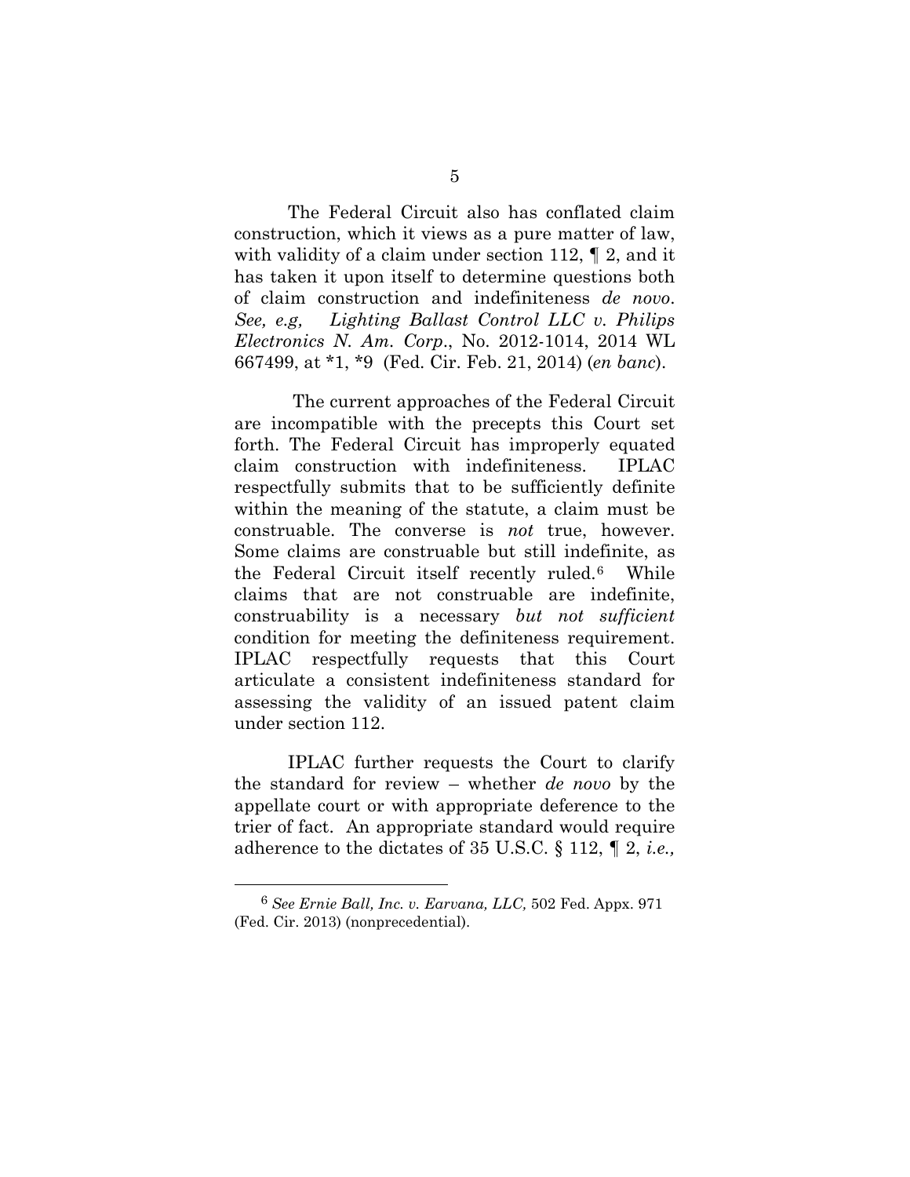The Federal Circuit also has conflated claim construction, which it views as a pure matter of law, with validity of a claim under section 112, ¶ 2, and it has taken it upon itself to determine questions both of claim construction and indefiniteness *de novo*. *See, e.g, Lighting Ballast Control LLC v. Philips Electronics N. Am. Corp*., No. 2012-1014, 2014 WL 667499, at *1, *9 (Fed. Cir. Feb. 21, 2014) (*en banc*).

The current approaches of the Federal Circuit are incompatible with the precepts this Court set forth. The Federal Circuit has improperly equated claim construction with indefiniteness. IPLAC respectfully submits that to be sufficiently definite within the meaning of the statute, a claim must be construable. The converse is *not* true, however. Some claims are construable but still indefinite, as the Federal Circuit itself recently ruled.[6] While claims that are not construable are indefinite, construability is a necessary *but not sufficient* condition for meeting the definiteness requirement. IPLAC respectfully requests that this Court articulate a consistent indefiniteness standard for assessing the validity of an issued patent claim under section 112.

IPLAC further requests the Court to clarify the standard for review – whether *de novo* by the appellate court or with appropriate deference to the trier of fact. An appropriate standard would require adherence to the dictates of 35 U.S.C. § 112, ¶ 2, *i.e.,*

---

[6] *See Ernie Ball, Inc. v. Earvana, LLC,* 502 Fed. Appx. 971 (Fed. Cir. 2013) (nonprecedential).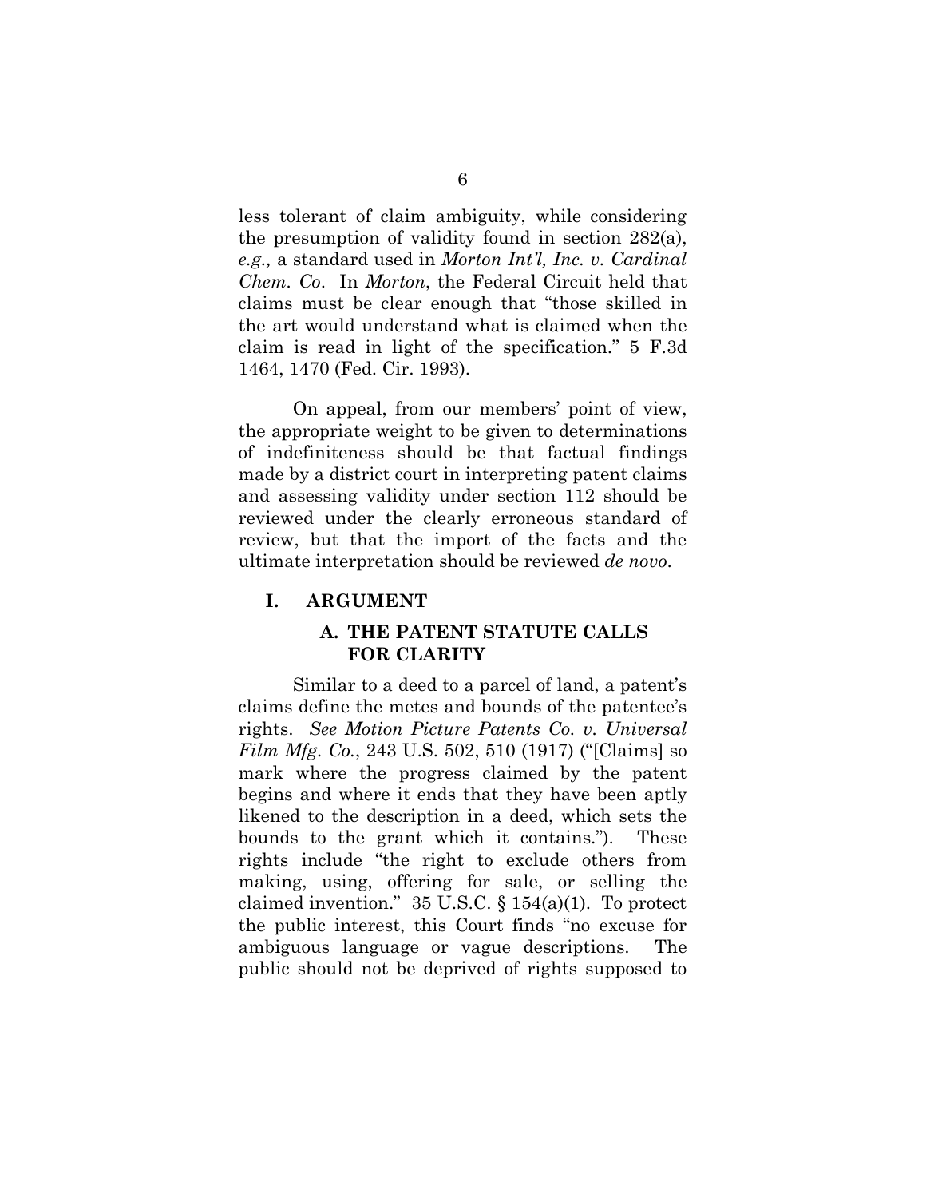less tolerant of claim ambiguity, while considering the presumption of validity found in section 282(a), *e.g.,* a standard used in *Morton Int'l, Inc. v. Cardinal Chem. Co*. In *Morton*, the Federal Circuit held that claims must be clear enough that "those skilled in the art would understand what is claimed when the claim is read in light of the specification." 5 F.3d 1464, 1470 (Fed. Cir. 1993).

On appeal, from our members' point of view, the appropriate weight to be given to determinations of indefiniteness should be that factual findings made by a district court in interpreting patent claims and assessing validity under section 112 should be reviewed under the clearly erroneous standard of review, but that the import of the facts and the ultimate interpretation should be reviewed *de novo*.

## I. ARGUMENT

### A. THE PATENT STATUTE CALLS FOR CLARITY

Similar to a deed to a parcel of land, a patent's claims define the metes and bounds of the patentee's rights. *See Motion Picture Patents Co. v. Universal Film Mfg. Co.*, 243 U.S. 502, 510 (1917) ("[Claims] so mark where the progress claimed by the patent begins and where it ends that they have been aptly likened to the description in a deed, which sets the bounds to the grant which it contains."). These rights include "the right to exclude others from making, using, offering for sale, or selling the claimed invention." 35 U.S.C. § 154(a)(1). To protect the public interest, this Court finds "no excuse for ambiguous language or vague descriptions. The public should not be deprived of rights supposed to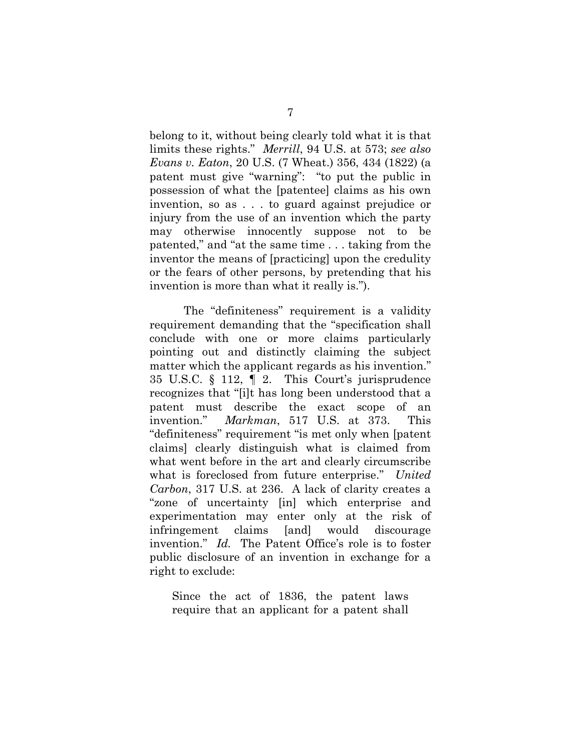belong to it, without being clearly told what it is that limits these rights." *Merrill*, 94 U.S. at 573; *see also Evans v. Eaton*, 20 U.S. (7 Wheat.) 356, 434 (1822) (a patent must give "warning": "to put the public in possession of what the [patentee] claims as his own invention, so as . . . to guard against prejudice or injury from the use of an invention which the party may otherwise innocently suppose not to be patented," and "at the same time . . . taking from the inventor the means of [practicing] upon the credulity or the fears of other persons, by pretending that his invention is more than what it really is.").

The "definiteness" requirement is a validity requirement demanding that the "specification shall conclude with one or more claims particularly pointing out and distinctly claiming the subject matter which the applicant regards as his invention." 35 U.S.C. § 112, ¶ 2. This Court's jurisprudence recognizes that "[i]t has long been understood that a patent must describe the exact scope of an invention." *Markman*, 517 U.S. at 373. This "definiteness" requirement "is met only when [patent claims] clearly distinguish what is claimed from what went before in the art and clearly circumscribe what is foreclosed from future enterprise." *United Carbon*, 317 U.S. at 236. A lack of clarity creates a "zone of uncertainty [in] which enterprise and experimentation may enter only at the risk of infringement claims [and] would discourage invention." *Id.* The Patent Office's role is to foster public disclosure of an invention in exchange for a right to exclude:

> Since the act of 1836, the patent laws require that an applicant for a patent shall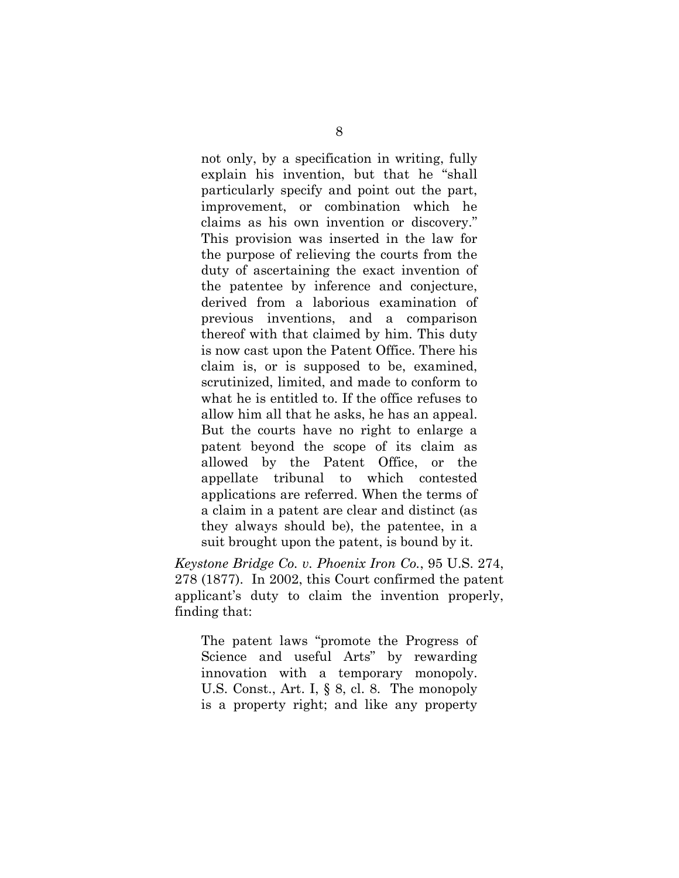> not only, by a specification in writing, fully explain his invention, but that he "shall particularly specify and point out the part, improvement, or combination which he claims as his own invention or discovery." This provision was inserted in the law for the purpose of relieving the courts from the duty of ascertaining the exact invention of the patentee by inference and conjecture, derived from a laborious examination of previous inventions, and a comparison thereof with that claimed by him. This duty is now cast upon the Patent Office. There his claim is, or is supposed to be, examined, scrutinized, limited, and made to conform to what he is entitled to. If the office refuses to allow him all that he asks, he has an appeal. But the courts have no right to enlarge a patent beyond the scope of its claim as allowed by the Patent Office, or the appellate tribunal to which contested applications are referred. When the terms of a claim in a patent are clear and distinct (as they always should be), the patentee, in a suit brought upon the patent, is bound by it.

*Keystone Bridge Co. v. Phoenix Iron Co.*, 95 U.S. 274, 278 (1877). In 2002, this Court confirmed the patent applicant's duty to claim the invention properly, finding that:

> The patent laws "promote the Progress of Science and useful Arts" by rewarding innovation with a temporary monopoly. U.S. Const., Art. I, § 8, cl. 8. The monopoly is a property right; and like any property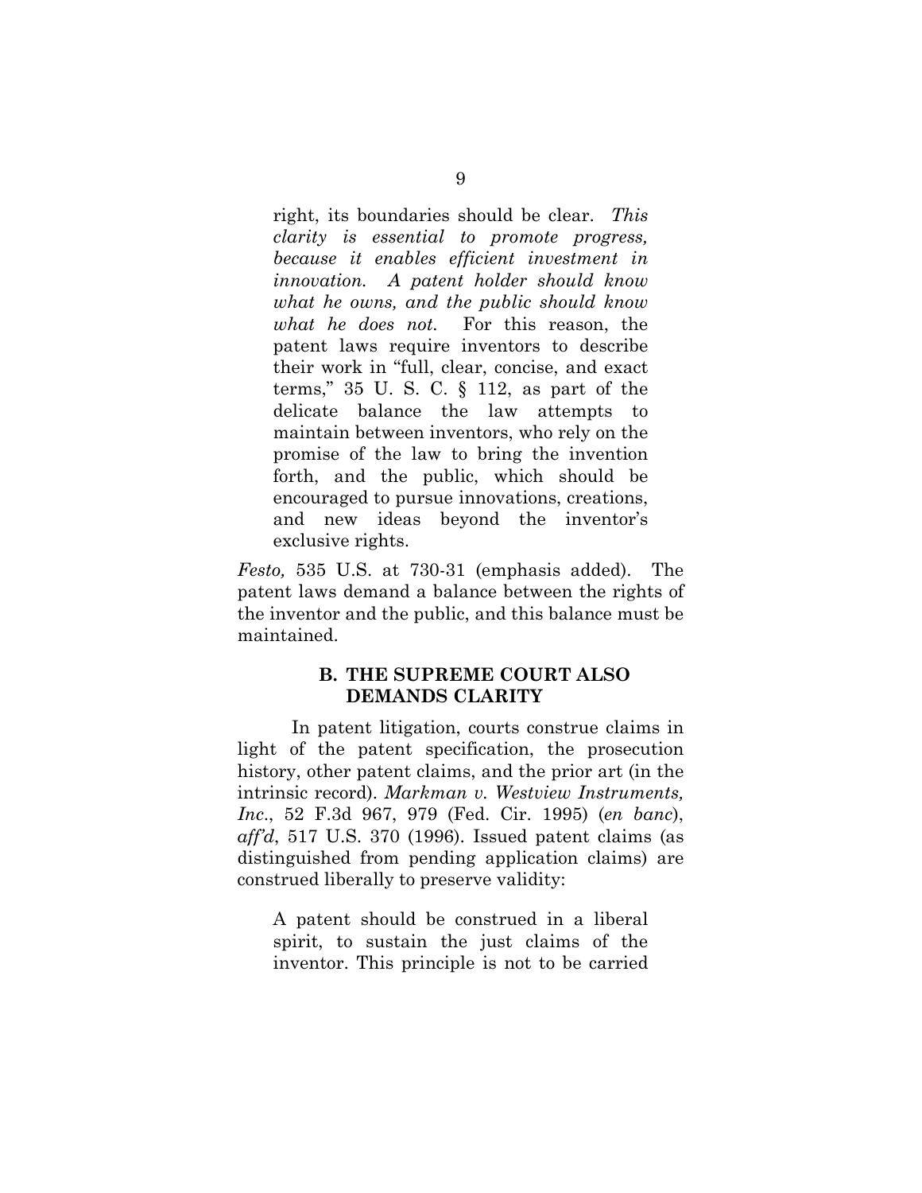> right, its boundaries should be clear. *This clarity is essential to promote progress, because it enables efficient investment in innovation. A patent holder should know what he owns, and the public should know what he does not.* For this reason, the patent laws require inventors to describe their work in "full, clear, concise, and exact terms," 35 U. S. C. § 112, as part of the delicate balance the law attempts to maintain between inventors, who rely on the promise of the law to bring the invention forth, and the public, which should be encouraged to pursue innovations, creations, and new ideas beyond the inventor's exclusive rights.

*Festo,* 535 U.S. at 730-31 (emphasis added). The patent laws demand a balance between the rights of the inventor and the public, and this balance must be maintained.

### B. THE SUPREME COURT ALSO DEMANDS CLARITY

In patent litigation, courts construe claims in light of the patent specification, the prosecution history, other patent claims, and the prior art (in the intrinsic record). *Markman v. Westview Instruments, Inc*., 52 F.3d 967, 979 (Fed. Cir. 1995) (*en banc*), *aff'd*, 517 U.S. 370 (1996). Issued patent claims (as distinguished from pending application claims) are construed liberally to preserve validity:

> A patent should be construed in a liberal spirit, to sustain the just claims of the inventor. This principle is not to be carried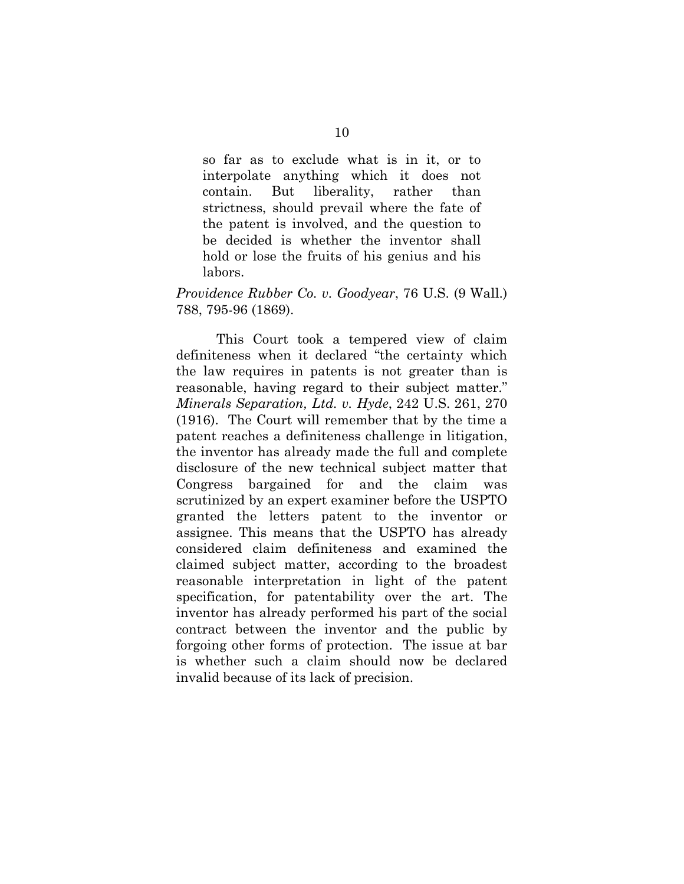> so far as to exclude what is in it, or to interpolate anything which it does not contain. But liberality, rather than strictness, should prevail where the fate of the patent is involved, and the question to be decided is whether the inventor shall hold or lose the fruits of his genius and his labors.

*Providence Rubber Co. v. Goodyear*, 76 U.S. (9 Wall.) 788, 795-96 (1869).

This Court took a tempered view of claim definiteness when it declared "the certainty which the law requires in patents is not greater than is reasonable, having regard to their subject matter." *Minerals Separation, Ltd. v. Hyde*, 242 U.S. 261, 270 (1916). The Court will remember that by the time a patent reaches a definiteness challenge in litigation, the inventor has already made the full and complete disclosure of the new technical subject matter that Congress bargained for and the claim was scrutinized by an expert examiner before the USPTO granted the letters patent to the inventor or assignee. This means that the USPTO has already considered claim definiteness and examined the claimed subject matter, according to the broadest reasonable interpretation in light of the patent specification, for patentability over the art. The inventor has already performed his part of the social contract between the inventor and the public by forgoing other forms of protection. The issue at bar is whether such a claim should now be declared invalid because of its lack of precision.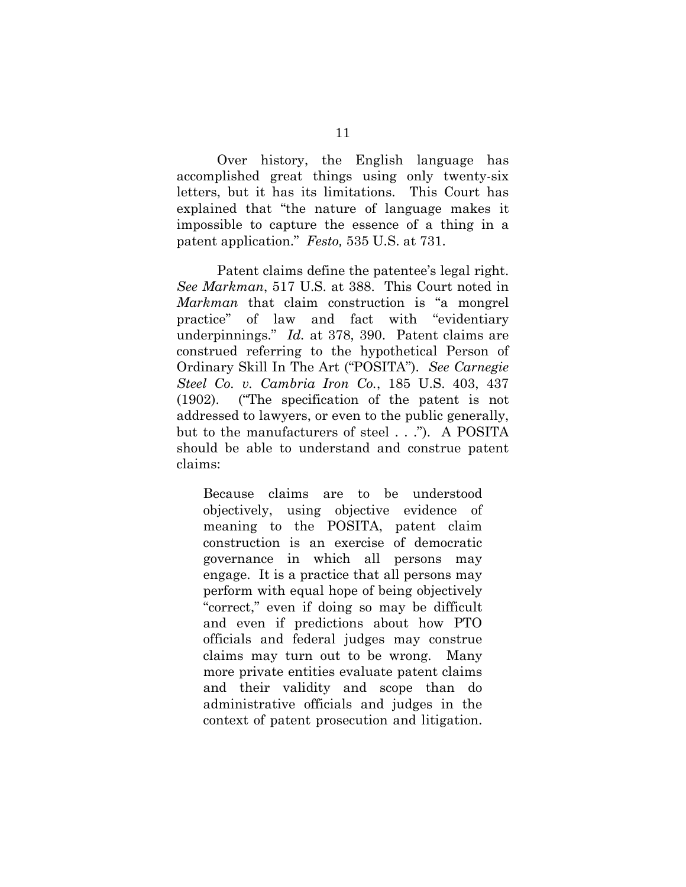Over history, the English language has accomplished great things using only twenty-six letters, but it has its limitations. This Court has explained that "the nature of language makes it impossible to capture the essence of a thing in a patent application." *Festo,* 535 U.S. at 731.

Patent claims define the patentee's legal right. *See Markman*, 517 U.S. at 388. This Court noted in *Markman* that claim construction is "a mongrel practice" of law and fact with "evidentiary underpinnings." *Id.* at 378, 390. Patent claims are construed referring to the hypothetical Person of Ordinary Skill In The Art ("POSITA"). *See Carnegie Steel Co. v. Cambria Iron Co.*, 185 U.S. 403, 437 (1902). ("The specification of the patent is not addressed to lawyers, or even to the public generally, but to the manufacturers of steel . . ."). A POSITA should be able to understand and construe patent claims:

> Because claims are to be understood objectively, using objective evidence of meaning to the POSITA, patent claim construction is an exercise of democratic governance in which all persons may engage. It is a practice that all persons may perform with equal hope of being objectively "correct," even if doing so may be difficult and even if predictions about how PTO officials and federal judges may construe claims may turn out to be wrong. Many more private entities evaluate patent claims and their validity and scope than do administrative officials and judges in the context of patent prosecution and litigation.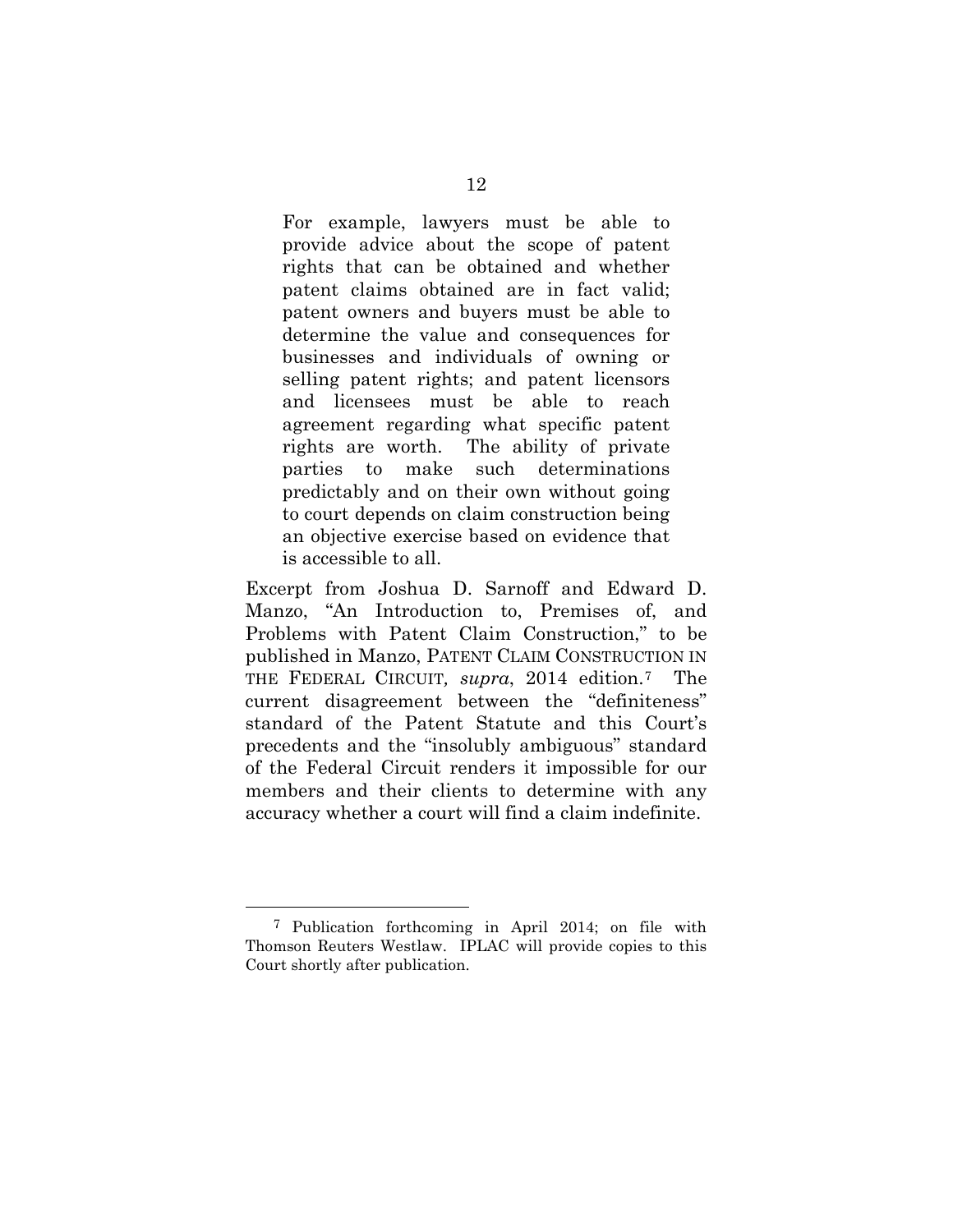> For example, lawyers must be able to provide advice about the scope of patent rights that can be obtained and whether patent claims obtained are in fact valid; patent owners and buyers must be able to determine the value and consequences for businesses and individuals of owning or selling patent rights; and patent licensors and licensees must be able to reach agreement regarding what specific patent rights are worth. The ability of private parties to make such determinations predictably and on their own without going to court depends on claim construction being an objective exercise based on evidence that is accessible to all.

Excerpt from Joshua D. Sarnoff and Edward D. Manzo, "An Introduction to, Premises of, and Problems with Patent Claim Construction," to be published in Manzo, PATENT CLAIM CONSTRUCTION IN THE FEDERAL CIRCUIT, *supra*, 2014 edition.[7] The current disagreement between the "definiteness" standard of the Patent Statute and this Court's precedents and the "insolubly ambiguous" standard of the Federal Circuit renders it impossible for our members and their clients to determine with any accuracy whether a court will find a claim indefinite.

---

[7] Publication forthcoming in April 2014; on file with Thomson Reuters Westlaw. IPLAC will provide copies to this Court shortly after publication.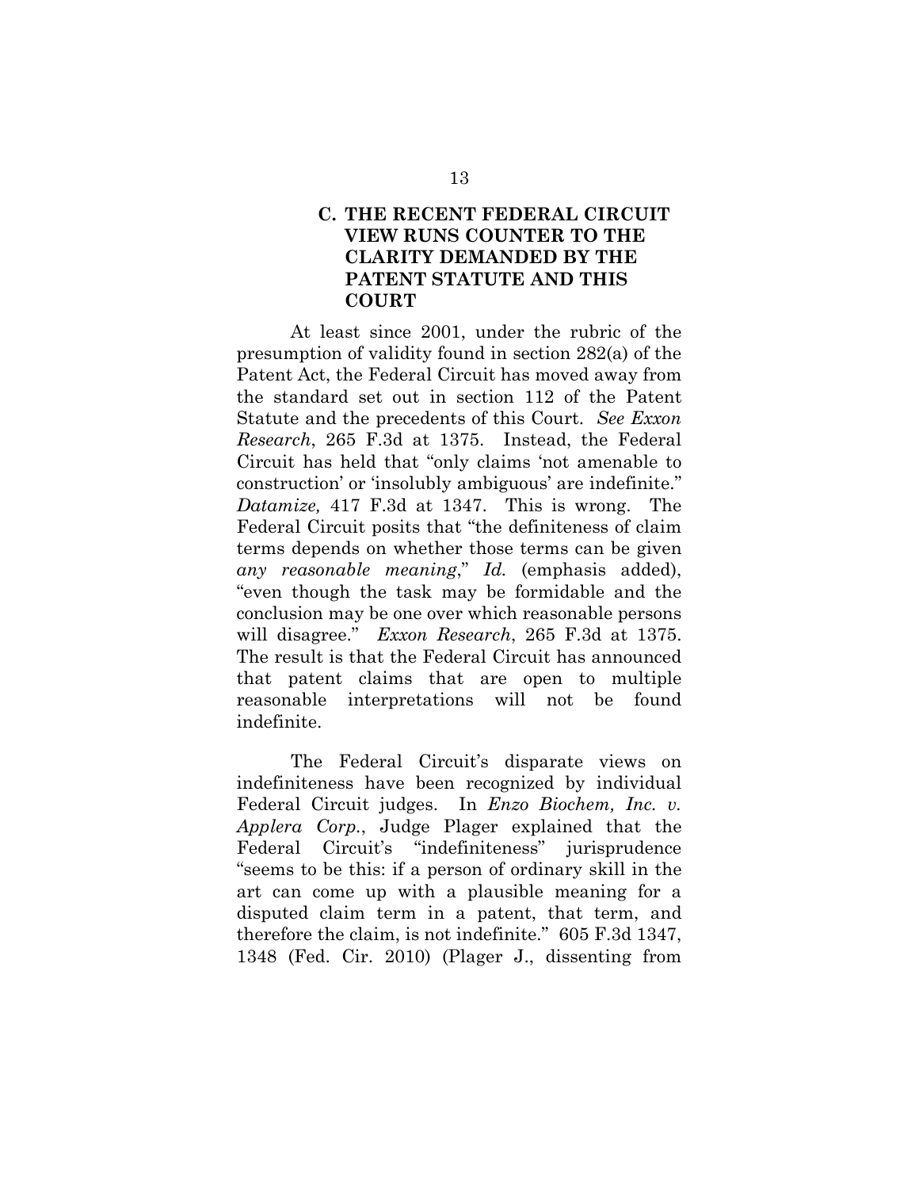### C. THE RECENT FEDERAL CIRCUIT VIEW RUNS COUNTER TO THE CLARITY DEMANDED BY THE PATENT STATUTE AND THIS COURT

At least since 2001, under the rubric of the presumption of validity found in section 282(a) of the Patent Act, the Federal Circuit has moved away from the standard set out in section 112 of the Patent Statute and the precedents of this Court. *See Exxon Research*, 265 F.3d at 1375. Instead, the Federal Circuit has held that "only claims 'not amenable to construction' or 'insolubly ambiguous' are indefinite." *Datamize,* 417 F.3d at 1347. This is wrong. The Federal Circuit posits that "the definiteness of claim terms depends on whether those terms can be given *any reasonable meaning*," *Id.* (emphasis added), "even though the task may be formidable and the conclusion may be one over which reasonable persons will disagree." *Exxon Research*, 265 F.3d at 1375. The result is that the Federal Circuit has announced that patent claims that are open to multiple reasonable interpretations will not be found indefinite.

The Federal Circuit's disparate views on indefiniteness have been recognized by individual Federal Circuit judges. In *Enzo Biochem, Inc. v. Applera Corp.*, Judge Plager explained that the Federal Circuit's "indefiniteness" jurisprudence "seems to be this: if a person of ordinary skill in the art can come up with a plausible meaning for a disputed claim term in a patent, that term, and therefore the claim, is not indefinite." 605 F.3d 1347, 1348 (Fed. Cir. 2010) (Plager J., dissenting from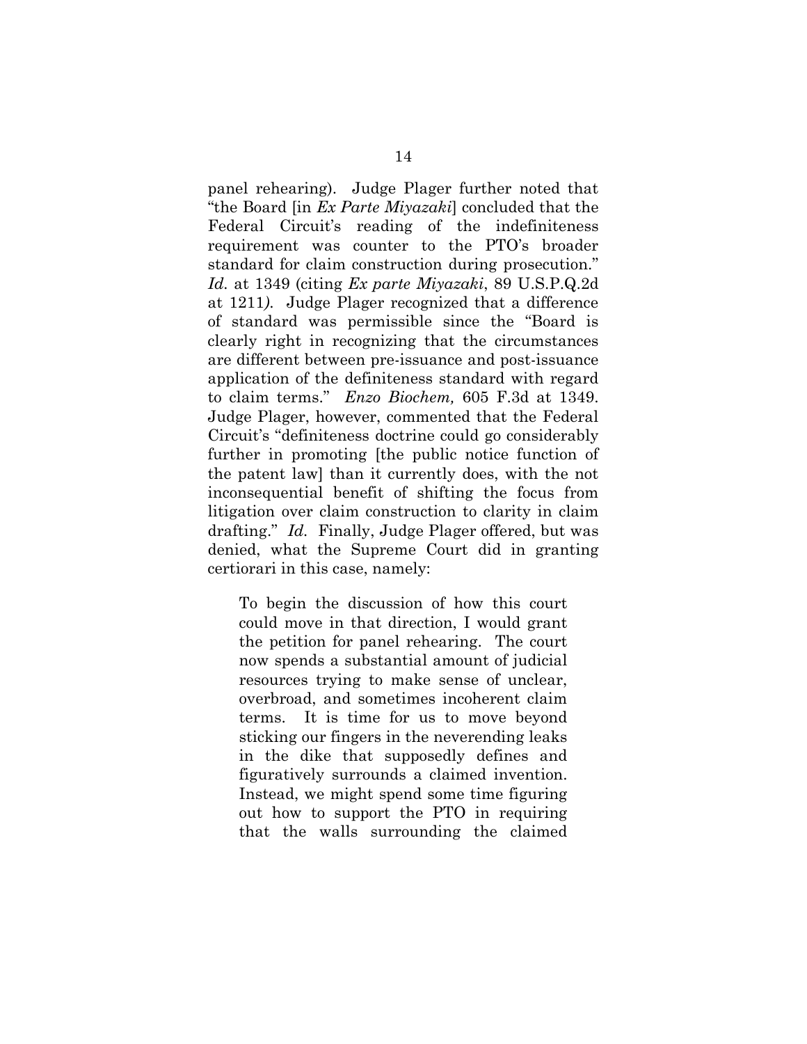panel rehearing). Judge Plager further noted that "the Board [in *Ex Parte Miyazaki*] concluded that the Federal Circuit's reading of the indefiniteness requirement was counter to the PTO's broader standard for claim construction during prosecution." *Id.* at 1349 (citing *Ex parte Miyazaki*, 89 U.S.P.Q.2d at 1211*)*. Judge Plager recognized that a difference of standard was permissible since the "Board is clearly right in recognizing that the circumstances are different between pre-issuance and post-issuance application of the definiteness standard with regard to claim terms." *Enzo Biochem,* 605 F.3d at 1349. Judge Plager, however, commented that the Federal Circuit's "definiteness doctrine could go considerably further in promoting [the public notice function of the patent law] than it currently does, with the not inconsequential benefit of shifting the focus from litigation over claim construction to clarity in claim drafting." *Id.* Finally, Judge Plager offered, but was denied, what the Supreme Court did in granting certiorari in this case, namely:

> To begin the discussion of how this court could move in that direction, I would grant the petition for panel rehearing. The court now spends a substantial amount of judicial resources trying to make sense of unclear, overbroad, and sometimes incoherent claim terms. It is time for us to move beyond sticking our fingers in the neverending leaks in the dike that supposedly defines and figuratively surrounds a claimed invention. Instead, we might spend some time figuring out how to support the PTO in requiring that the walls surrounding the claimed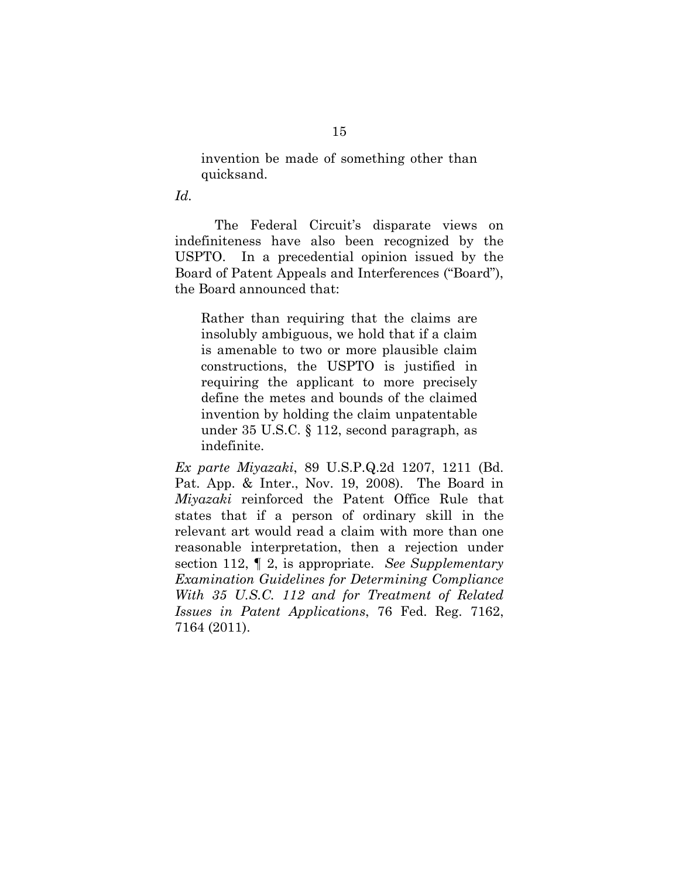> invention be made of something other than quicksand.

*Id.*

The Federal Circuit's disparate views on indefiniteness have also been recognized by the USPTO. In a precedential opinion issued by the Board of Patent Appeals and Interferences ("Board"), the Board announced that:

> Rather than requiring that the claims are insolubly ambiguous, we hold that if a claim is amenable to two or more plausible claim constructions, the USPTO is justified in requiring the applicant to more precisely define the metes and bounds of the claimed invention by holding the claim unpatentable under 35 U.S.C. § 112, second paragraph, as indefinite.

*Ex parte Miyazaki*, 89 U.S.P.Q.2d 1207, 1211 (Bd. Pat. App. & Inter., Nov. 19, 2008). The Board in *Miyazaki* reinforced the Patent Office Rule that states that if a person of ordinary skill in the relevant art would read a claim with more than one reasonable interpretation, then a rejection under section 112, ¶ 2, is appropriate. *See Supplementary Examination Guidelines for Determining Compliance With 35 U.S.C. 112 and for Treatment of Related Issues in Patent Applications*, 76 Fed. Reg. 7162, 7164 (2011).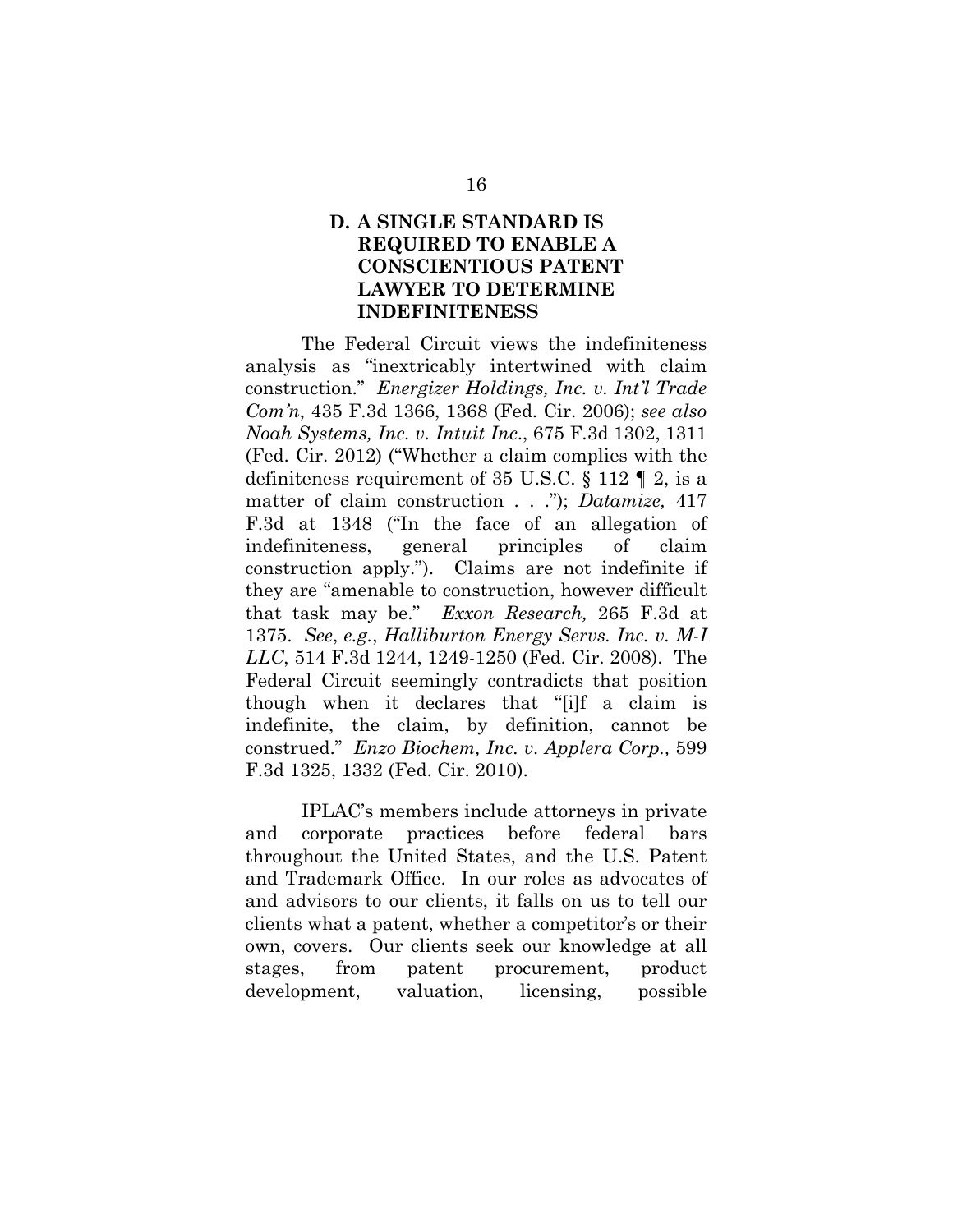### D. A SINGLE STANDARD IS REQUIRED TO ENABLE A CONSCIENTIOUS PATENT LAWYER TO DETERMINE INDEFINITENESS

The Federal Circuit views the indefiniteness analysis as "inextricably intertwined with claim construction." *Energizer Holdings, Inc. v. Int'l Trade Com'n*, 435 F.3d 1366, 1368 (Fed. Cir. 2006); *see also Noah Systems, Inc. v. Intuit Inc*., 675 F.3d 1302, 1311 (Fed. Cir. 2012) ("Whether a claim complies with the definiteness requirement of 35 U.S.C. § 112 ¶ 2, is a matter of claim construction . . ."); *Datamize,* 417 F.3d at 1348 ("In the face of an allegation of indefiniteness, general principles of claim construction apply."). Claims are not indefinite if they are "amenable to construction, however difficult that task may be." *Exxon Research,* 265 F.3d at 1375. *See*, *e.g.*, *Halliburton Energy Servs. Inc. v. M-I LLC*, 514 F.3d 1244, 1249-1250 (Fed. Cir. 2008). The Federal Circuit seemingly contradicts that position though when it declares that "[i]f a claim is indefinite, the claim, by definition, cannot be construed." *Enzo Biochem, Inc. v. Applera Corp.,* 599 F.3d 1325, 1332 (Fed. Cir. 2010).

IPLAC's members include attorneys in private and corporate practices before federal bars throughout the United States, and the U.S. Patent and Trademark Office. In our roles as advocates of and advisors to our clients, it falls on us to tell our clients what a patent, whether a competitor's or their own, covers. Our clients seek our knowledge at all stages, from patent procurement, product development, valuation, licensing, possible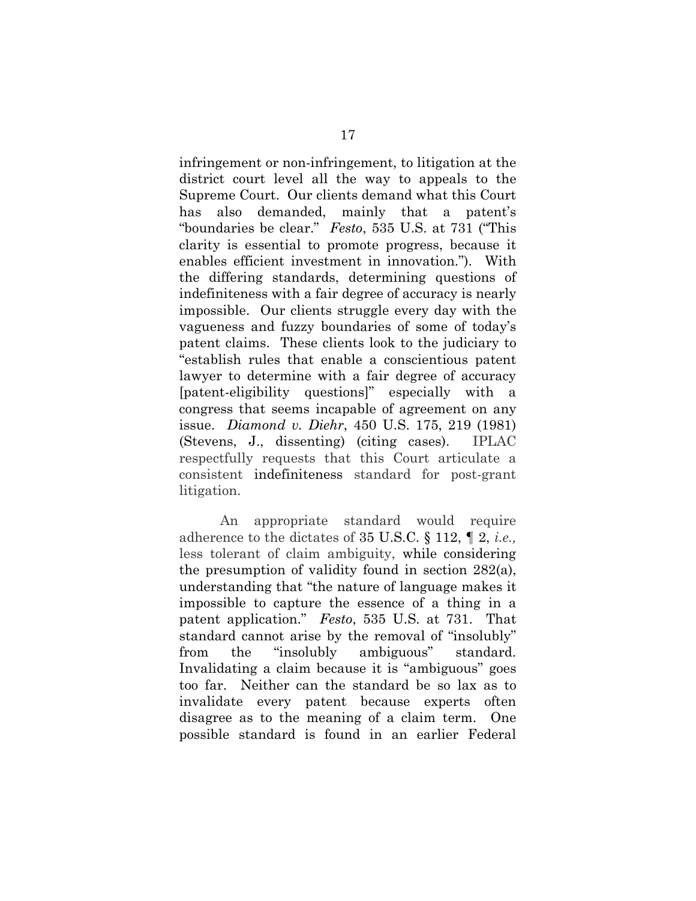infringement or non-infringement, to litigation at the district court level all the way to appeals to the Supreme Court. Our clients demand what this Court has also demanded, mainly that a patent's "boundaries be clear." *Festo*, 535 U.S. at 731 ("This clarity is essential to promote progress, because it enables efficient investment in innovation."). With the differing standards, determining questions of indefiniteness with a fair degree of accuracy is nearly impossible. Our clients struggle every day with the vagueness and fuzzy boundaries of some of today's patent claims. These clients look to the judiciary to "establish rules that enable a conscientious patent lawyer to determine with a fair degree of accuracy [patent-eligibility questions]" especially with a congress that seems incapable of agreement on any issue. *Diamond v. Diehr*, 450 U.S. 175, 219 (1981) (Stevens, J., dissenting) (citing cases). IPLAC respectfully requests that this Court articulate a consistent indefiniteness standard for post-grant litigation.

An appropriate standard would require adherence to the dictates of 35 U.S.C. § 112, ¶ 2, *i.e.,* less tolerant of claim ambiguity, while considering the presumption of validity found in section 282(a), understanding that "the nature of language makes it impossible to capture the essence of a thing in a patent application." *Festo*, 535 U.S. at 731. That standard cannot arise by the removal of "insolubly" from the "insolubly ambiguous" standard. Invalidating a claim because it is "ambiguous" goes too far. Neither can the standard be so lax as to invalidate every patent because experts often disagree as to the meaning of a claim term. One possible standard is found in an earlier Federal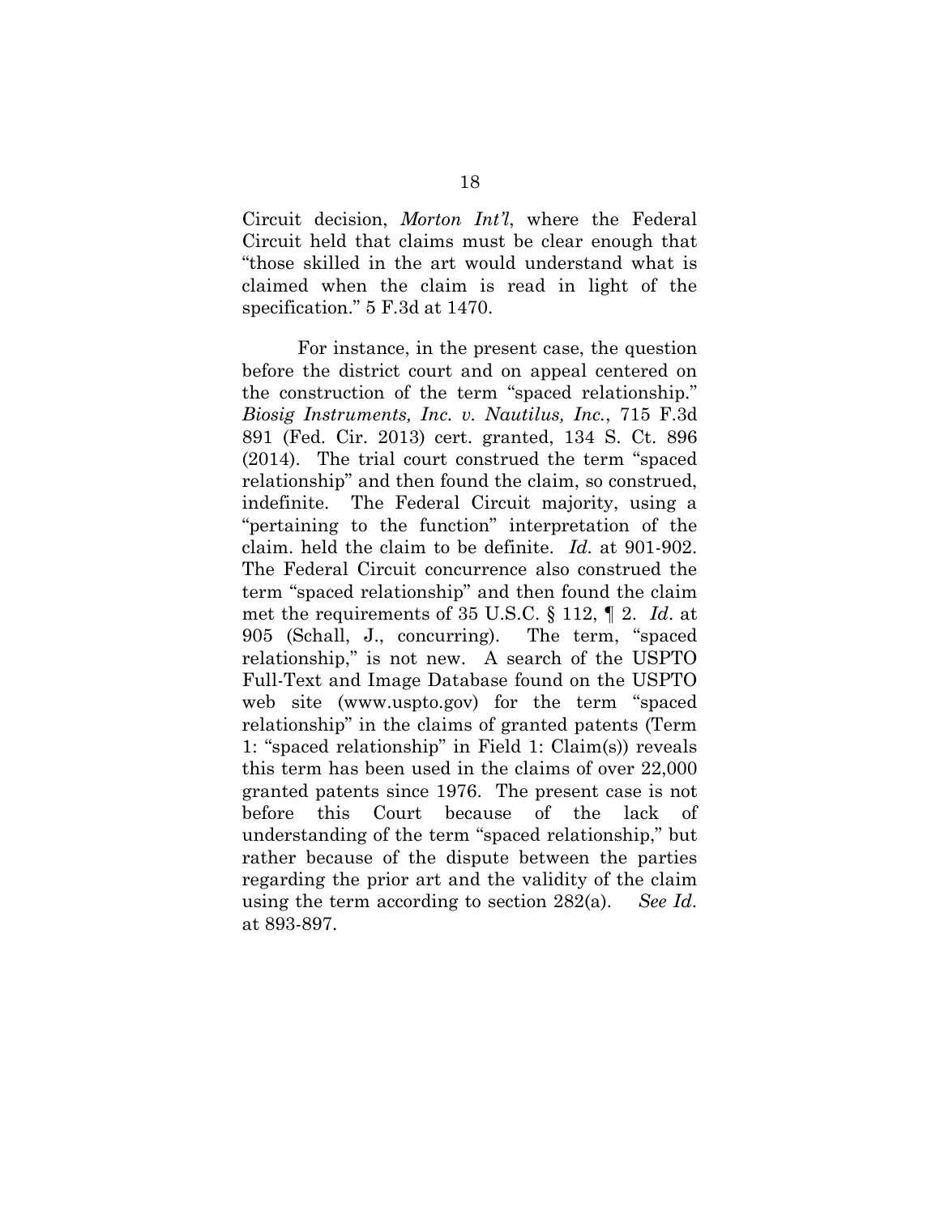Circuit decision, *Morton Int'l*, where the Federal Circuit held that claims must be clear enough that "those skilled in the art would understand what is claimed when the claim is read in light of the specification." 5 F.3d at 1470.

For instance, in the present case, the question before the district court and on appeal centered on the construction of the term "spaced relationship." *Biosig Instruments, Inc. v. Nautilus, Inc.*, 715 F.3d 891 (Fed. Cir. 2013) cert. granted, 134 S. Ct. 896 (2014). The trial court construed the term "spaced relationship" and then found the claim, so construed, indefinite. The Federal Circuit majority, using a "pertaining to the function" interpretation of the claim. held the claim to be definite. *Id.* at 901-902. The Federal Circuit concurrence also construed the term "spaced relationship" and then found the claim met the requirements of 35 U.S.C. § 112, ¶ 2. *Id*. at 905 (Schall, J., concurring). The term, "spaced relationship," is not new. A search of the USPTO Full-Text and Image Database found on the USPTO web site (www.uspto.gov) for the term "spaced relationship" in the claims of granted patents (Term 1: "spaced relationship" in Field 1: Claim(s)) reveals this term has been used in the claims of over 22,000 granted patents since 1976. The present case is not before this Court because of the lack of understanding of the term "spaced relationship," but rather because of the dispute between the parties regarding the prior art and the validity of the claim using the term according to section 282(a). *See Id*. at 893-897.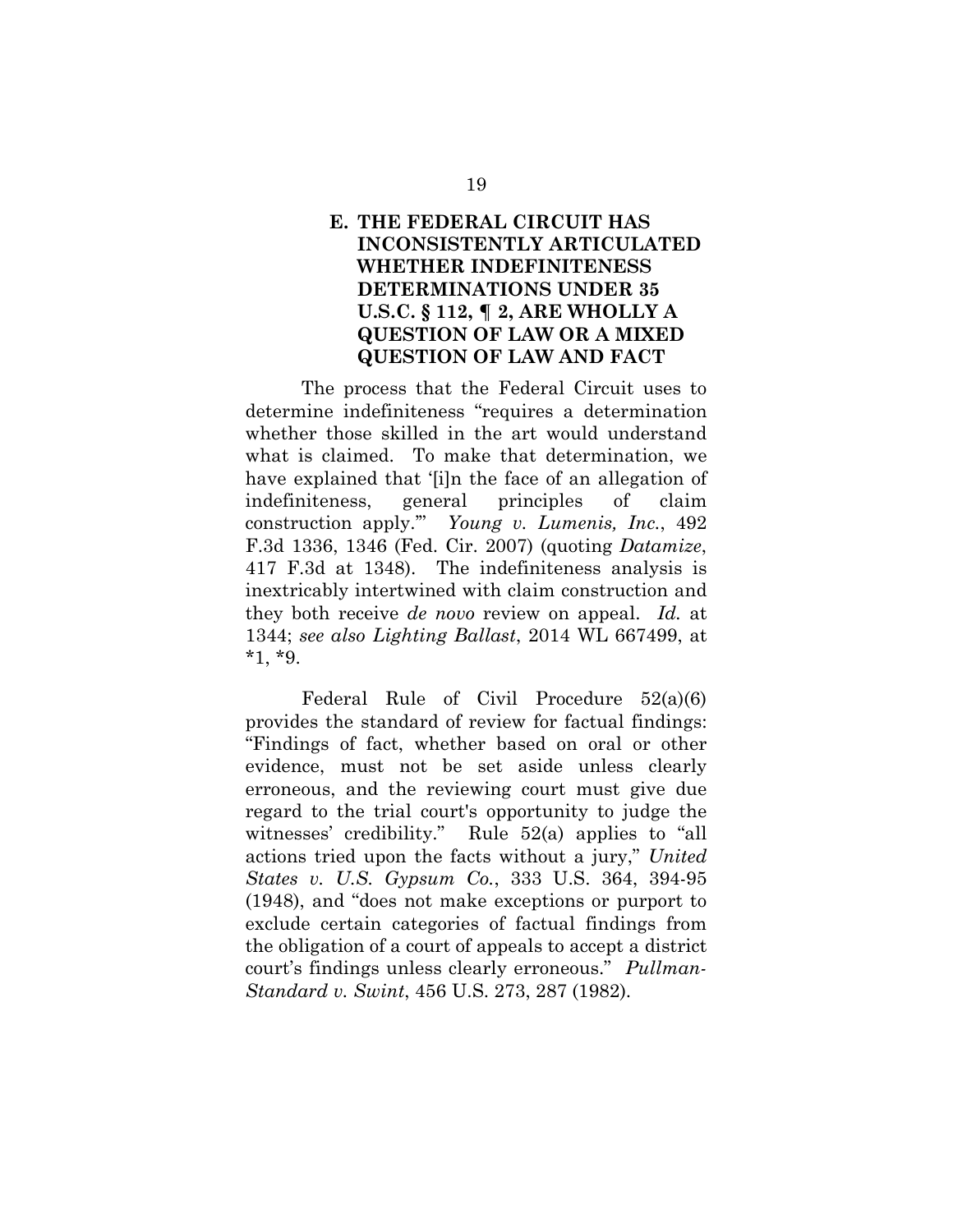## E. THE FEDERAL CIRCUIT HAS INCONSISTENTLY ARTICULATED WHETHER INDEFINITENESS DETERMINATIONS UNDER 35 U.S.C. § 112, ¶ 2, ARE WHOLLY A QUESTION OF LAW OR A MIXED QUESTION OF LAW AND FACT

The process that the Federal Circuit uses to determine indefiniteness "requires a determination whether those skilled in the art would understand what is claimed. To make that determination, we have explained that '[i]n the face of an allegation of indefiniteness, general principles of claim construction apply.'" *Young v. Lumenis, Inc.*, 492 F.3d 1336, 1346 (Fed. Cir. 2007) (quoting *Datamize*, 417 F.3d at 1348). The indefiniteness analysis is inextricably intertwined with claim construction and they both receive *de novo* review on appeal. *Id.* at 1344; *see also Lighting Ballast*, 2014 WL 667499, at *1, *9.

Federal Rule of Civil Procedure 52(a)(6) provides the standard of review for factual findings: "Findings of fact, whether based on oral or other evidence, must not be set aside unless clearly erroneous, and the reviewing court must give due regard to the trial court's opportunity to judge the witnesses' credibility." Rule 52(a) applies to "all actions tried upon the facts without a jury," *United States v. U.S. Gypsum Co.*, 333 U.S. 364, 394-95 (1948), and "does not make exceptions or purport to exclude certain categories of factual findings from the obligation of a court of appeals to accept a district court's findings unless clearly erroneous." *Pullman-Standard v. Swint*, 456 U.S. 273, 287 (1982).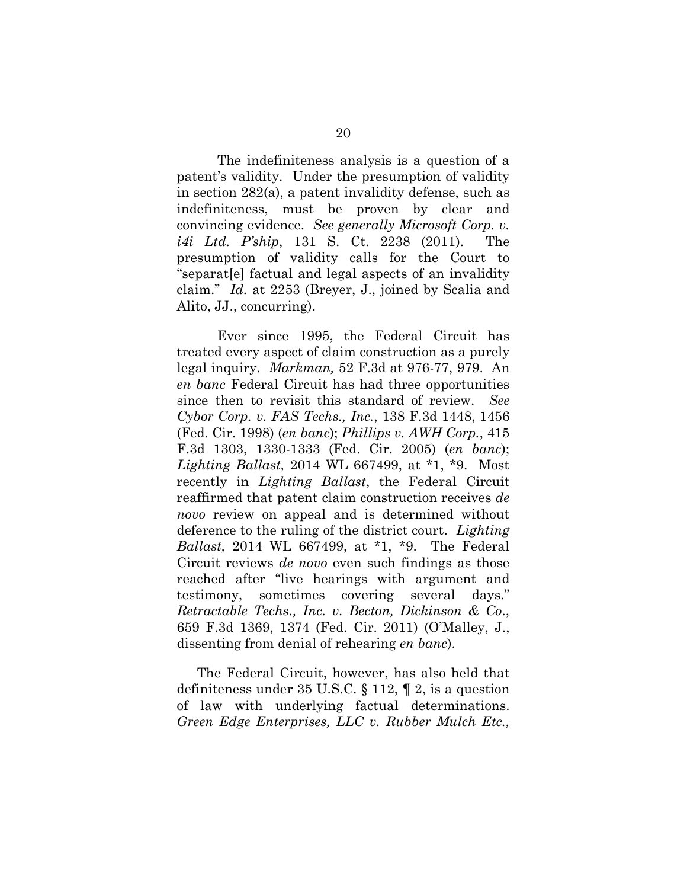The indefiniteness analysis is a question of a patent's validity. Under the presumption of validity in section 282(a), a patent invalidity defense, such as indefiniteness, must be proven by clear and convincing evidence. *See generally Microsoft Corp. v. i4i Ltd. P'ship*, 131 S. Ct. 2238 (2011). The presumption of validity calls for the Court to "separat[e] factual and legal aspects of an invalidity claim." *Id.* at 2253 (Breyer, J., joined by Scalia and Alito, JJ., concurring).

Ever since 1995, the Federal Circuit has treated every aspect of claim construction as a purely legal inquiry. *Markman,* 52 F.3d at 976-77, 979. An *en banc* Federal Circuit has had three opportunities since then to revisit this standard of review. *See Cybor Corp. v. FAS Techs., Inc.*, 138 F.3d 1448, 1456 (Fed. Cir. 1998) (*en banc*); *Phillips v. AWH Corp.*, 415 F.3d 1303, 1330-1333 (Fed. Cir. 2005) (*en banc*); *Lighting Ballast,* 2014 WL 667499, at *1, *9. Most recently in *Lighting Ballast*, the Federal Circuit reaffirmed that patent claim construction receives *de novo* review on appeal and is determined without deference to the ruling of the district court. *Lighting Ballast,* 2014 WL 667499, at *1, *9. The Federal Circuit reviews *de novo* even such findings as those reached after "live hearings with argument and testimony, sometimes covering several days." *Retractable Techs., Inc. v. Becton, Dickinson & Co*., 659 F.3d 1369, 1374 (Fed. Cir. 2011) (O'Malley, J., dissenting from denial of rehearing *en banc*).

The Federal Circuit, however, has also held that definiteness under 35 U.S.C. § 112, ¶ 2, is a question of law with underlying factual determinations. *Green Edge Enterprises, LLC v. Rubber Mulch Etc.,*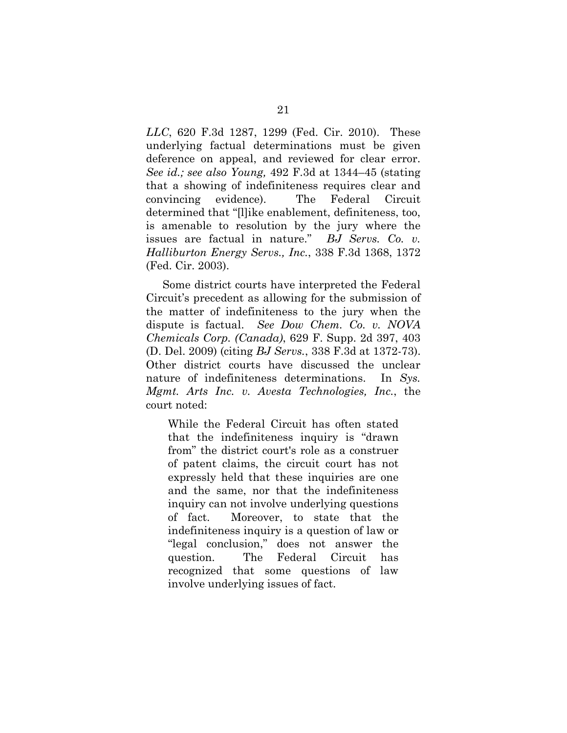*LLC*, 620 F.3d 1287, 1299 (Fed. Cir. 2010). These underlying factual determinations must be given deference on appeal, and reviewed for clear error. *See id.; see also Young,* 492 F.3d at 1344–45 (stating that a showing of indefiniteness requires clear and convincing evidence). The Federal Circuit determined that "[l]ike enablement, definiteness, too, is amenable to resolution by the jury where the issues are factual in nature." *BJ Servs. Co. v. Halliburton Energy Servs., Inc.*, 338 F.3d 1368, 1372 (Fed. Cir. 2003).

Some district courts have interpreted the Federal Circuit's precedent as allowing for the submission of the matter of indefiniteness to the jury when the dispute is factual. *See Dow Chem. Co. v. NOVA Chemicals Corp. (Canada)*, 629 F. Supp. 2d 397, 403 (D. Del. 2009) (citing *BJ Servs.*, 338 F.3d at 1372-73). Other district courts have discussed the unclear nature of indefiniteness determinations. In *Sys. Mgmt. Arts Inc. v. Avesta Technologies, Inc.*, the court noted:

> While the Federal Circuit has often stated that the indefiniteness inquiry is "drawn from" the district court's role as a construer of patent claims, the circuit court has not expressly held that these inquiries are one and the same, nor that the indefiniteness inquiry can not involve underlying questions of fact. Moreover, to state that the indefiniteness inquiry is a question of law or "legal conclusion," does not answer the question. The Federal Circuit has recognized that some questions of law involve underlying issues of fact.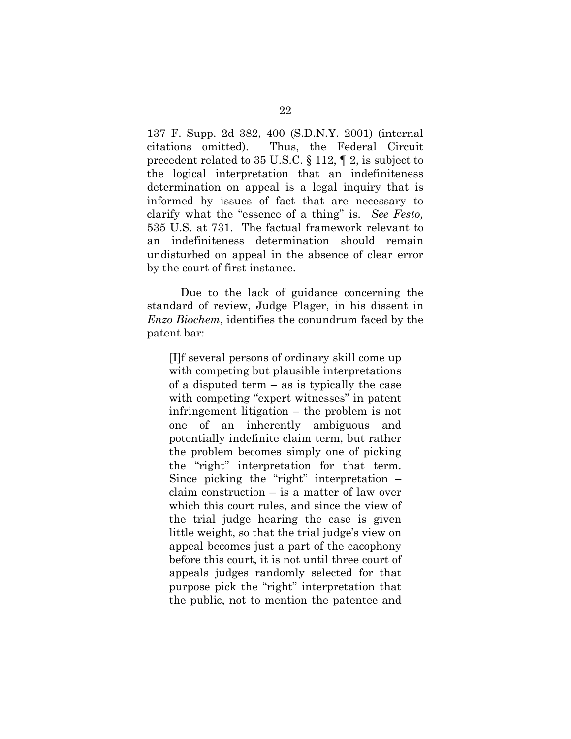137 F. Supp. 2d 382, 400 (S.D.N.Y. 2001) (internal citations omitted). Thus, the Federal Circuit precedent related to 35 U.S.C. § 112, ¶ 2, is subject to the logical interpretation that an indefiniteness determination on appeal is a legal inquiry that is informed by issues of fact that are necessary to clarify what the "essence of a thing" is. *See Festo,* 535 U.S. at 731. The factual framework relevant to an indefiniteness determination should remain undisturbed on appeal in the absence of clear error by the court of first instance.

Due to the lack of guidance concerning the standard of review, Judge Plager, in his dissent in *Enzo Biochem*, identifies the conundrum faced by the patent bar:

> [I]f several persons of ordinary skill come up with competing but plausible interpretations of a disputed term – as is typically the case with competing "expert witnesses" in patent infringement litigation – the problem is not one of an inherently ambiguous and potentially indefinite claim term, but rather the problem becomes simply one of picking the "right" interpretation for that term. Since picking the "right" interpretation – claim construction – is a matter of law over which this court rules, and since the view of the trial judge hearing the case is given little weight, so that the trial judge's view on appeal becomes just a part of the cacophony before this court, it is not until three court of appeals judges randomly selected for that purpose pick the "right" interpretation that the public, not to mention the patentee and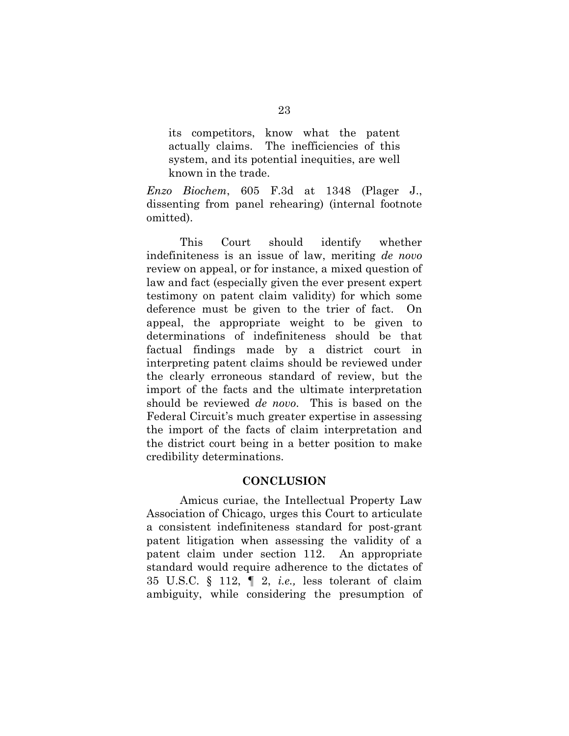> its competitors, know what the patent actually claims. The inefficiencies of this system, and its potential inequities, are well known in the trade.

*Enzo Biochem*, 605 F.3d at 1348 (Plager J., dissenting from panel rehearing) (internal footnote omitted).

This Court should identify whether indefiniteness is an issue of law, meriting *de novo* review on appeal, or for instance, a mixed question of law and fact (especially given the ever present expert testimony on patent claim validity) for which some deference must be given to the trier of fact. On appeal, the appropriate weight to be given to determinations of indefiniteness should be that factual findings made by a district court in interpreting patent claims should be reviewed under the clearly erroneous standard of review, but the import of the facts and the ultimate interpretation should be reviewed *de novo*. This is based on the Federal Circuit's much greater expertise in assessing the import of the facts of claim interpretation and the district court being in a better position to make credibility determinations.

## CONCLUSION

Amicus curiae, the Intellectual Property Law Association of Chicago, urges this Court to articulate a consistent indefiniteness standard for post-grant patent litigation when assessing the validity of a patent claim under section 112. An appropriate standard would require adherence to the dictates of 35 U.S.C. § 112, ¶ 2, *i.e.,* less tolerant of claim ambiguity, while considering the presumption of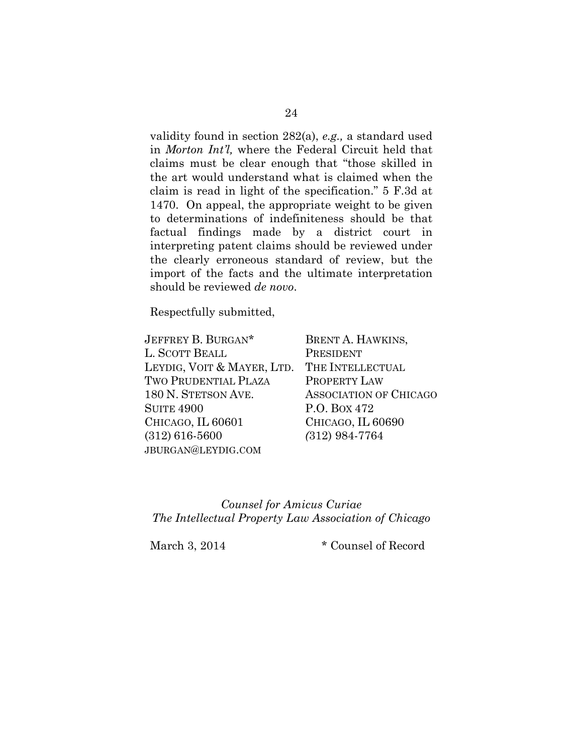validity found in section 282(a), *e.g.,* a standard used in *Morton Int'l,* where the Federal Circuit held that claims must be clear enough that "those skilled in the art would understand what is claimed when the claim is read in light of the specification." 5 F.3d at 1470. On appeal, the appropriate weight to be given to determinations of indefiniteness should be that factual findings made by a district court in interpreting patent claims should be reviewed under the clearly erroneous standard of review, but the import of the facts and the ultimate interpretation should be reviewed *de novo*.

Respectfully submitted,

JEFFREY B. BURGAN*
L. SCOTT BEALL
LEYDIG, VOIT & MAYER, LTD.
TWO PRUDENTIAL PLAZA
180 N. STETSON AVE.
SUITE 4900
CHICAGO, IL 60601
(312) 616-5600
JBURGAN@LEYDIG.COM

BRENT A. HAWKINS,
PRESIDENT
THE INTELLECTUAL
PROPERTY LAW
ASSOCIATION OF CHICAGO
P.O. BOX 472
CHICAGO, IL 60690
(312) 984-7764

*Counsel for Amicus Curiae*
*The Intellectual Property Law Association of Chicago*

March 3, 2014

\* Counsel of Record